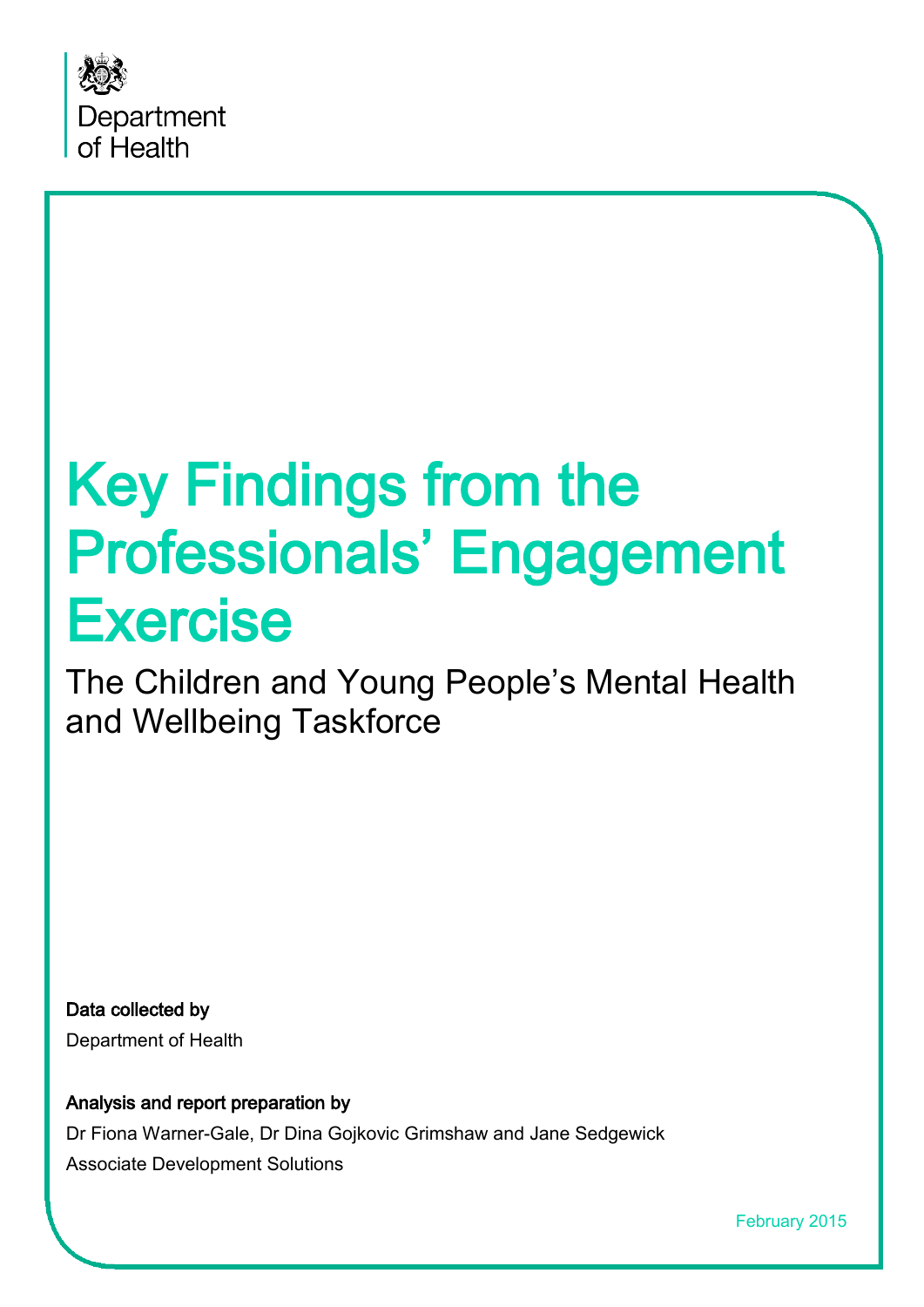Department of Health

# Key Findings from the Professionals' Engagement Exercise

## The Children and Young People's Mental Health and Wellbeing Taskforce

**Data collected by**

Department of Health

**Analysis and report preparation by**

Dr Fiona Warner-Gale, Dr Dina Gojkovic Grimshaw and Jane Sedgewick

Associate Development Solutions

February 2015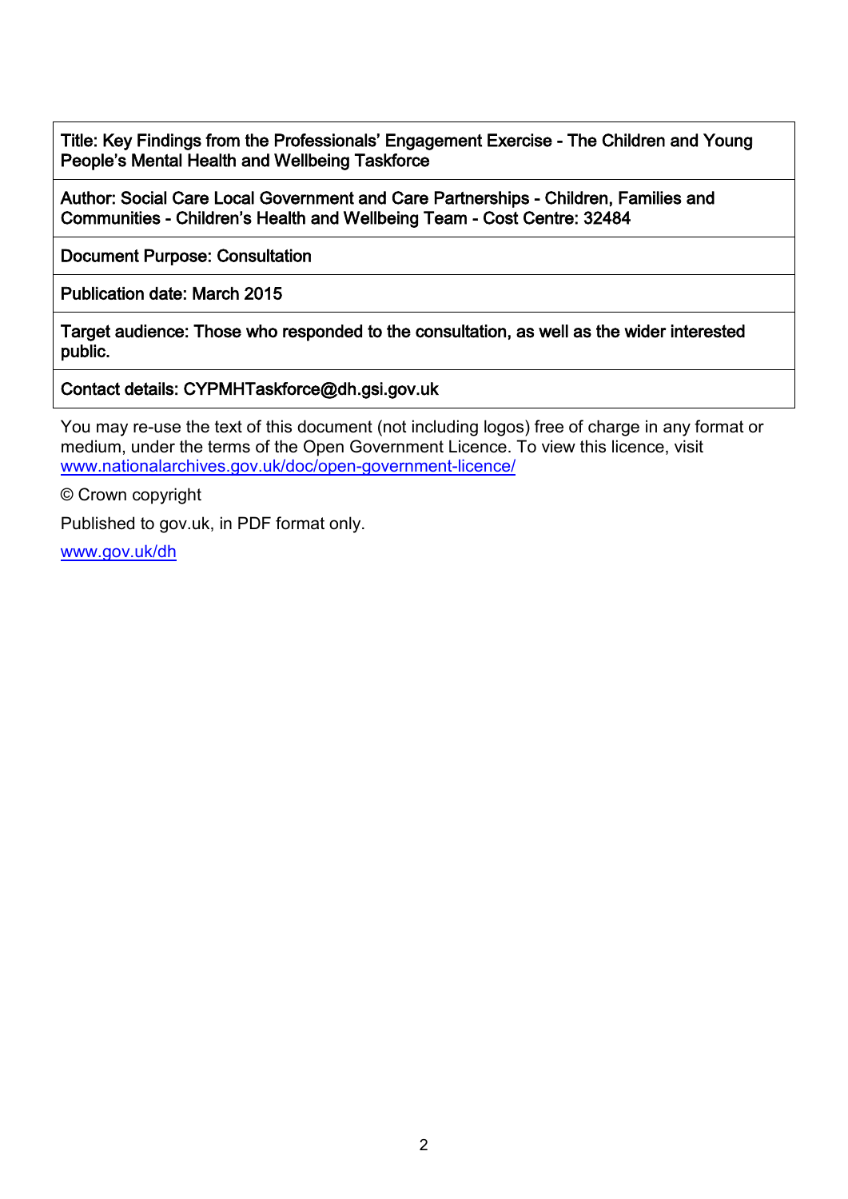| Title: Key Findings from the Professionals' Engagement Exercise - The Children and Young People's Mental Health and Wellbeing Taskforce |
| --- |
| Author: Social Care Local Government and Care Partnerships - Children, Families and Communities - Children's Health and Wellbeing Team - Cost Centre: 32484 |
| Document Purpose: Consultation |
| Publication date: March 2015 |
| Target audience: Those who responded to the consultation, as well as the wider interested public. |
| Contact details: CYPMHTaskforce@dh.gsi.gov.uk |

You may re-use the text of this document (not including logos) free of charge in any format or medium, under the terms of the Open Government Licence. To view this licence, visit [www.nationalarchives.gov.uk/doc/open-government-licence/](http://www.nationalarchives.gov.uk/doc/open-government-licence/)

© Crown copyright

Published to gov.uk, in PDF format only.

[www.gov.uk/dh](http://www.gov.uk/dh)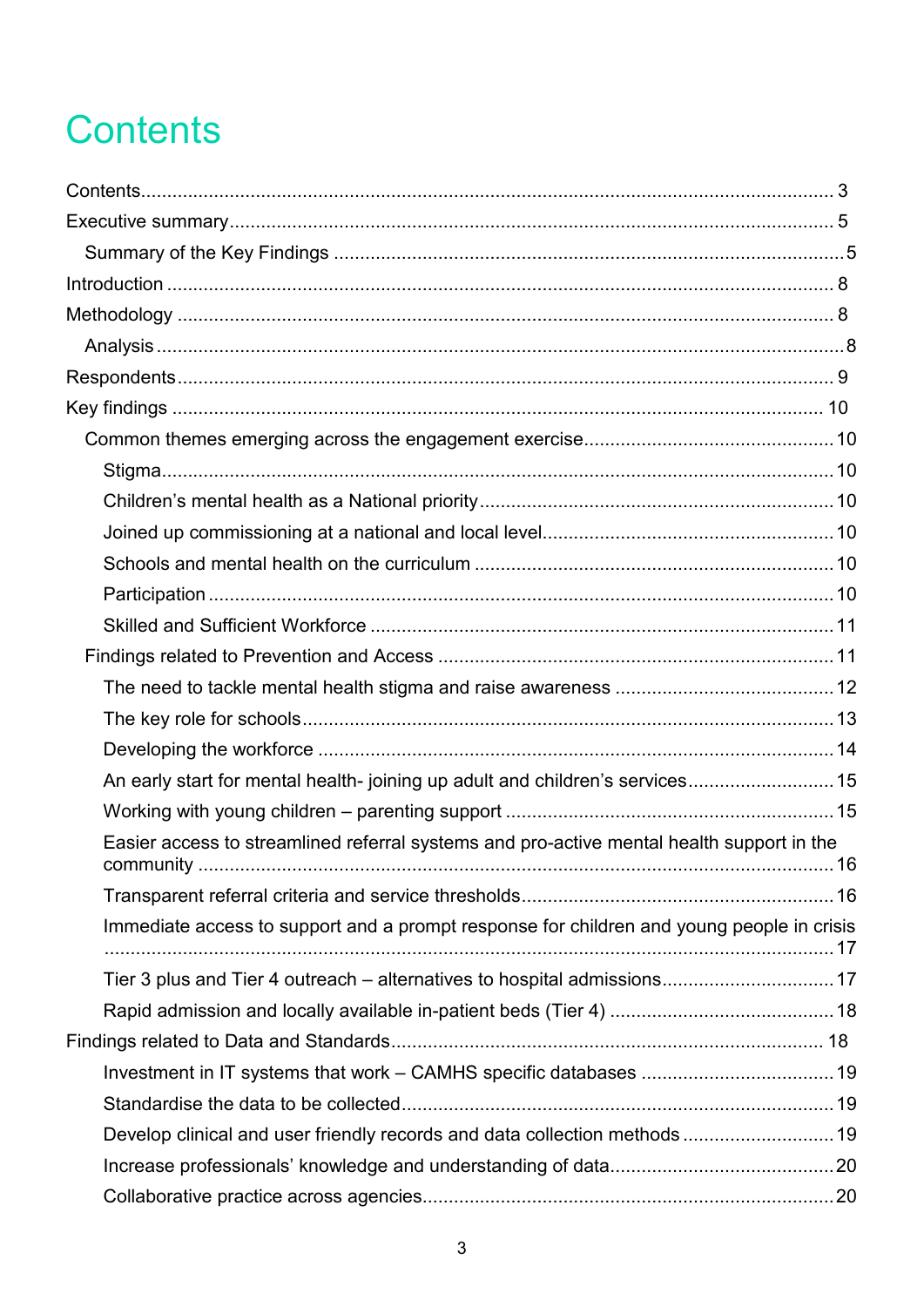# Contents

Contents 3

Executive summary 5

- Summary of the Key Findings 5

Introduction 8

Methodology 8

- Analysis 8

Respondents 9

Key findings 10

- Common themes emerging across the engagement exercise 10
  - Stigma 10
  - Children's mental health as a National priority 10
  - Joined up commissioning at a national and local level 10
  - Schools and mental health on the curriculum 10
  - Participation 10
  - Skilled and Sufficient Workforce 11
- Findings related to Prevention and Access 11
  - The need to tackle mental health stigma and raise awareness 12
  - The key role for schools 13
  - Developing the workforce 14
  - An early start for mental health- joining up adult and children's services 15
  - Working with young children – parenting support 15
  - Easier access to streamlined referral systems and pro-active mental health support in the community 16
  - Transparent referral criteria and service thresholds 16
  - Immediate access to support and a prompt response for children and young people in crisis 17
  - Tier 3 plus and Tier 4 outreach – alternatives to hospital admissions 17
  - Rapid admission and locally available in-patient beds (Tier 4) 18

Findings related to Data and Standards 18

- Investment in IT systems that work – CAMHS specific databases 19
- Standardise the data to be collected 19
- Develop clinical and user friendly records and data collection methods 19
- Increase professionals' knowledge and understanding of data 20
- Collaborative practice across agencies 20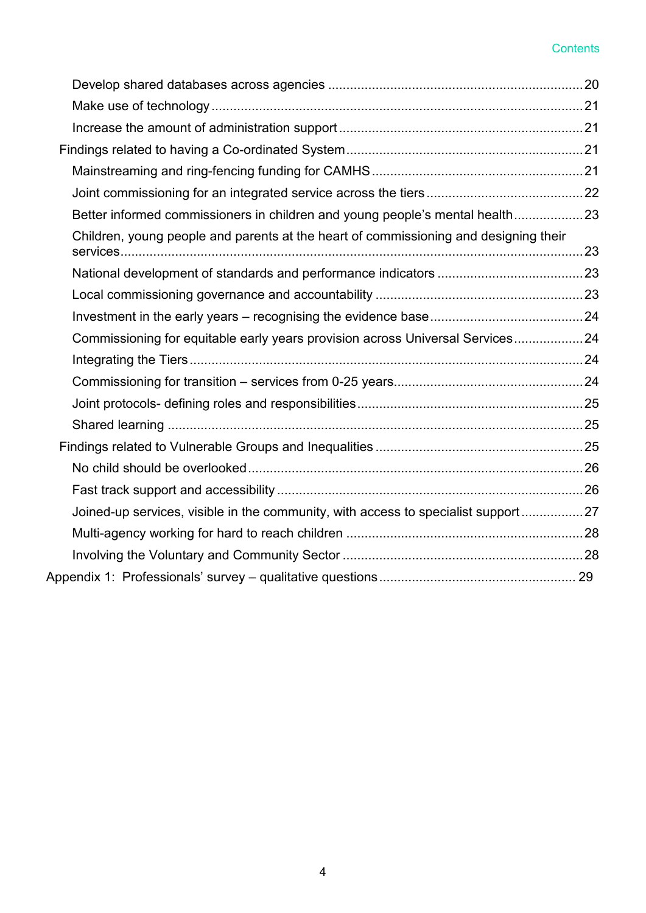Develop shared databases across agencies ..................................................................... 20

Make use of technology ..................................................................................................... 21

Increase the amount of administration support ................................................................. 21

Findings related to having a Co-ordinated System ................................................................ 21

Mainstreaming and ring-fencing funding for CAMHS ......................................................... 21

Joint commissioning for an integrated service across the tiers .......................................... 22

Better informed commissioners in children and young people's mental health .................. 23

Children, young people and parents at the heart of commissioning and designing their services ............................................................................................................................. 23

National development of standards and performance indicators ....................................... 23

Local commissioning governance and accountability ........................................................ 23

Investment in the early years – recognising the evidence base ......................................... 24

Commissioning for equitable early years provision across Universal Services .................. 24

Integrating the Tiers ........................................................................................................... 24

Commissioning for transition – services from 0-25 years ................................................... 24

Joint protocols- defining roles and responsibilities ............................................................. 25

Shared learning ................................................................................................................. 25

Findings related to Vulnerable Groups and Inequalities ........................................................ 25

No child should be overlooked .......................................................................................... 26

Fast track support and accessibility ................................................................................... 26

Joined-up services, visible in the community, with access to specialist support ................ 27

Multi-agency working for hard to reach children ................................................................ 28

Involving the Voluntary and Community Sector ................................................................. 28

Appendix 1: Professionals' survey – qualitative questions ..................................................... 29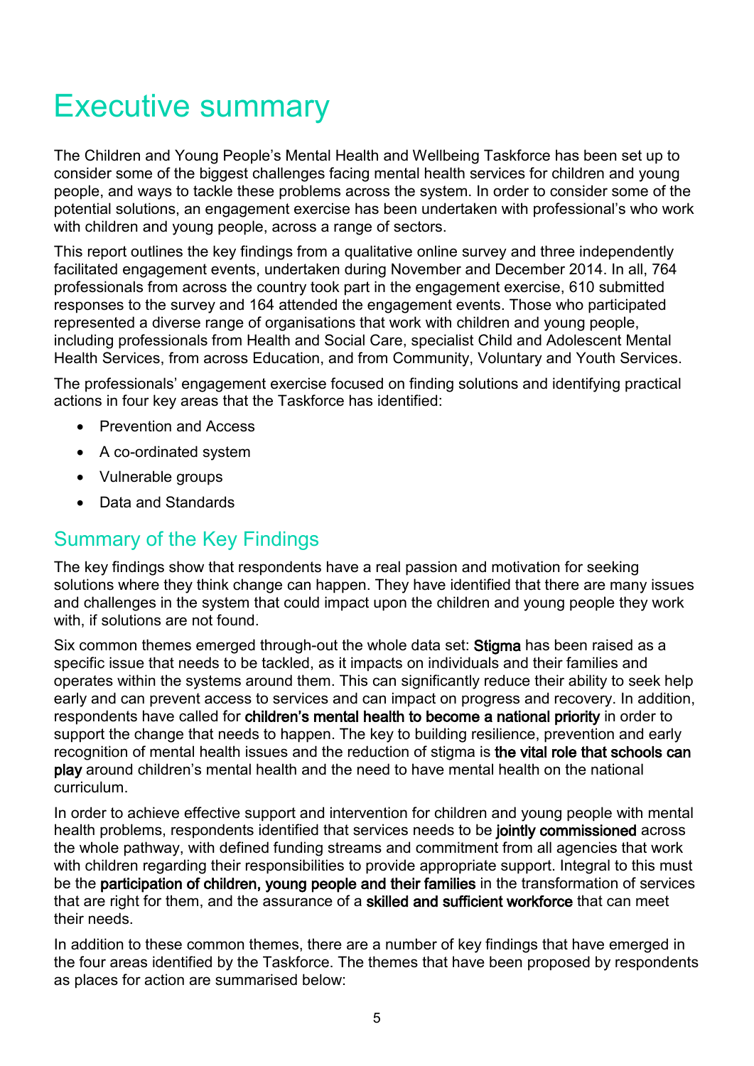# Executive summary

The Children and Young People's Mental Health and Wellbeing Taskforce has been set up to consider some of the biggest challenges facing mental health services for children and young people, and ways to tackle these problems across the system. In order to consider some of the potential solutions, an engagement exercise has been undertaken with professional's who work with children and young people, across a range of sectors.

This report outlines the key findings from a qualitative online survey and three independently facilitated engagement events, undertaken during November and December 2014. In all, 764 professionals from across the country took part in the engagement exercise, 610 submitted responses to the survey and 164 attended the engagement events. Those who participated represented a diverse range of organisations that work with children and young people, including professionals from Health and Social Care, specialist Child and Adolescent Mental Health Services, from across Education, and from Community, Voluntary and Youth Services.

The professionals' engagement exercise focused on finding solutions and identifying practical actions in four key areas that the Taskforce has identified:

- Prevention and Access
- A co-ordinated system
- Vulnerable groups
- Data and Standards

## Summary of the Key Findings

The key findings show that respondents have a real passion and motivation for seeking solutions where they think change can happen. They have identified that there are many issues and challenges in the system that could impact upon the children and young people they work with, if solutions are not found.

Six common themes emerged through-out the whole data set: **Stigma** has been raised as a specific issue that needs to be tackled, as it impacts on individuals and their families and operates within the systems around them. This can significantly reduce their ability to seek help early and can prevent access to services and can impact on progress and recovery. In addition, respondents have called for **children's mental health to become a national priority** in order to support the change that needs to happen. The key to building resilience, prevention and early recognition of mental health issues and the reduction of stigma is **the vital role that schools can play** around children's mental health and the need to have mental health on the national curriculum.

In order to achieve effective support and intervention for children and young people with mental health problems, respondents identified that services needs to be **jointly commissioned** across the whole pathway, with defined funding streams and commitment from all agencies that work with children regarding their responsibilities to provide appropriate support. Integral to this must be the **participation of children, young people and their families** in the transformation of services that are right for them, and the assurance of a **skilled and sufficient workforce** that can meet their needs.

In addition to these common themes, there are a number of key findings that have emerged in the four areas identified by the Taskforce. The themes that have been proposed by respondents as places for action are summarised below: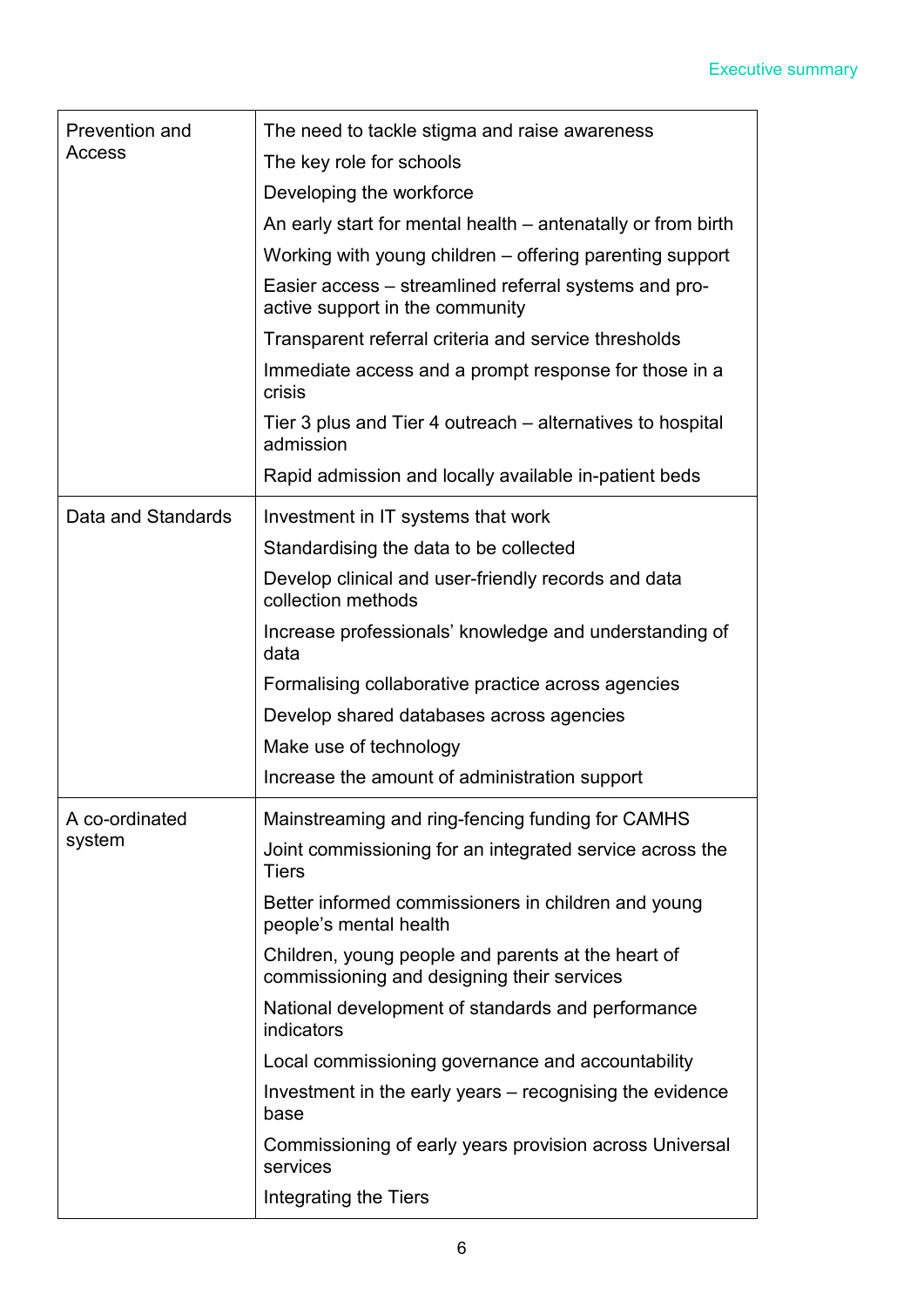| | |
|---|---|
| Prevention and Access | The need to tackle stigma and raise awareness<br>The key role for schools<br>Developing the workforce<br>An early start for mental health – antenatally or from birth<br>Working with young children – offering parenting support<br>Easier access – streamlined referral systems and pro-active support in the community<br>Transparent referral criteria and service thresholds<br>Immediate access and a prompt response for those in a crisis<br>Tier 3 plus and Tier 4 outreach – alternatives to hospital admission<br>Rapid admission and locally available in-patient beds |
| Data and Standards | Investment in IT systems that work<br>Standardising the data to be collected<br>Develop clinical and user-friendly records and data collection methods<br>Increase professionals' knowledge and understanding of data<br>Formalising collaborative practice across agencies<br>Develop shared databases across agencies<br>Make use of technology<br>Increase the amount of administration support |
| A co-ordinated system | Mainstreaming and ring-fencing funding for CAMHS<br>Joint commissioning for an integrated service across the Tiers<br>Better informed commissioners in children and young people's mental health<br>Children, young people and parents at the heart of commissioning and designing their services<br>National development of standards and performance indicators<br>Local commissioning governance and accountability<br>Investment in the early years – recognising the evidence base<br>Commissioning of early years provision across Universal services<br>Integrating the Tiers |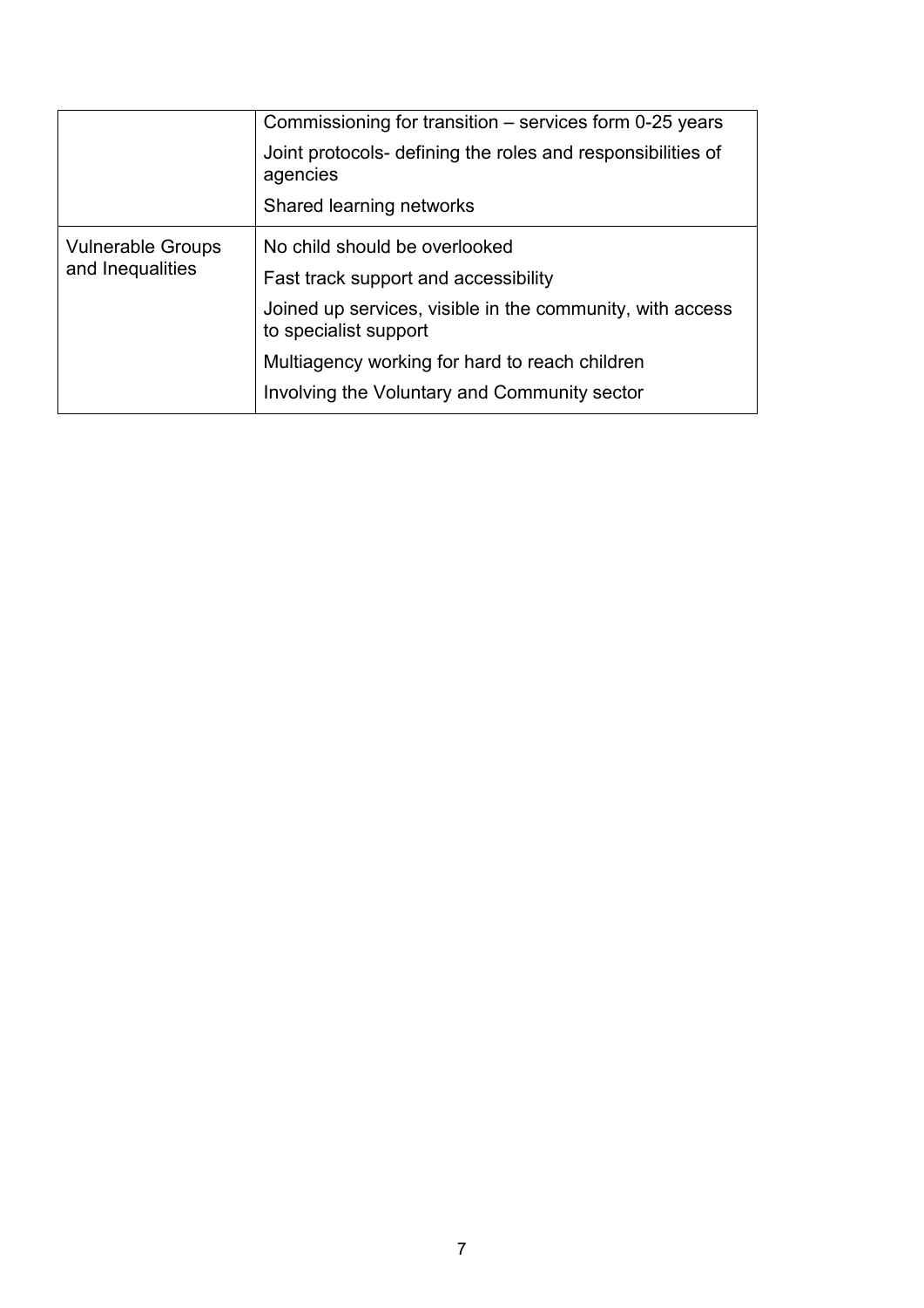| | |
|---|---|
| | Commissioning for transition – services form 0-25 years<br>Joint protocols- defining the roles and responsibilities of agencies<br>Shared learning networks |
| Vulnerable Groups and Inequalities | No child should be overlooked<br>Fast track support and accessibility<br>Joined up services, visible in the community, with access to specialist support<br>Multiagency working for hard to reach children<br>Involving the Voluntary and Community sector |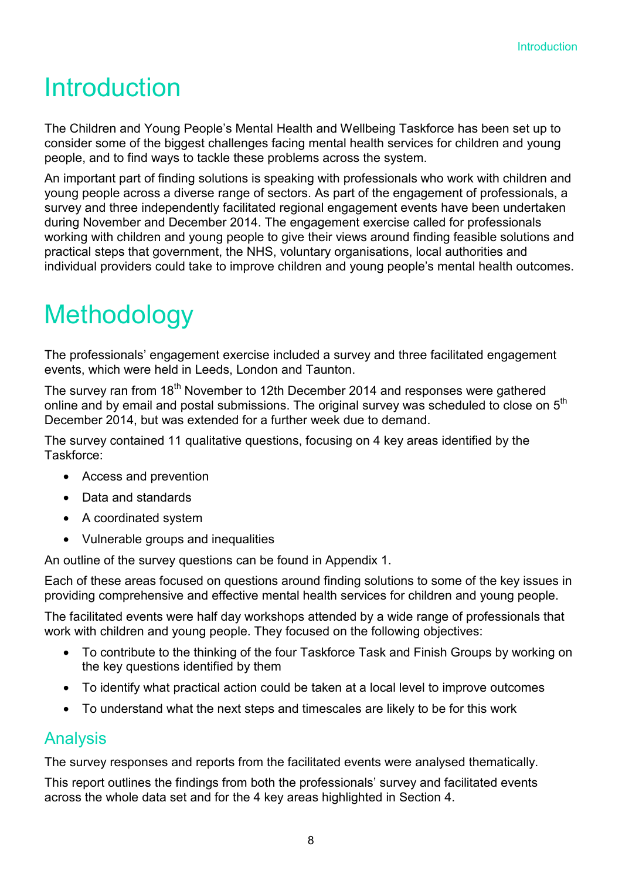# Introduction

The Children and Young People's Mental Health and Wellbeing Taskforce has been set up to consider some of the biggest challenges facing mental health services for children and young people, and to find ways to tackle these problems across the system.

An important part of finding solutions is speaking with professionals who work with children and young people across a diverse range of sectors. As part of the engagement of professionals, a survey and three independently facilitated regional engagement events have been undertaken during November and December 2014. The engagement exercise called for professionals working with children and young people to give their views around finding feasible solutions and practical steps that government, the NHS, voluntary organisations, local authorities and individual providers could take to improve children and young people's mental health outcomes.

# Methodology

The professionals' engagement exercise included a survey and three facilitated engagement events, which were held in Leeds, London and Taunton.

The survey ran from 18th November to 12th December 2014 and responses were gathered online and by email and postal submissions. The original survey was scheduled to close on 5th December 2014, but was extended for a further week due to demand.

The survey contained 11 qualitative questions, focusing on 4 key areas identified by the Taskforce:

- Access and prevention
- Data and standards
- A coordinated system
- Vulnerable groups and inequalities

An outline of the survey questions can be found in Appendix 1.

Each of these areas focused on questions around finding solutions to some of the key issues in providing comprehensive and effective mental health services for children and young people.

The facilitated events were half day workshops attended by a wide range of professionals that work with children and young people. They focused on the following objectives:

- To contribute to the thinking of the four Taskforce Task and Finish Groups by working on the key questions identified by them
- To identify what practical action could be taken at a local level to improve outcomes
- To understand what the next steps and timescales are likely to be for this work

## Analysis

The survey responses and reports from the facilitated events were analysed thematically.

This report outlines the findings from both the professionals' survey and facilitated events across the whole data set and for the 4 key areas highlighted in Section 4.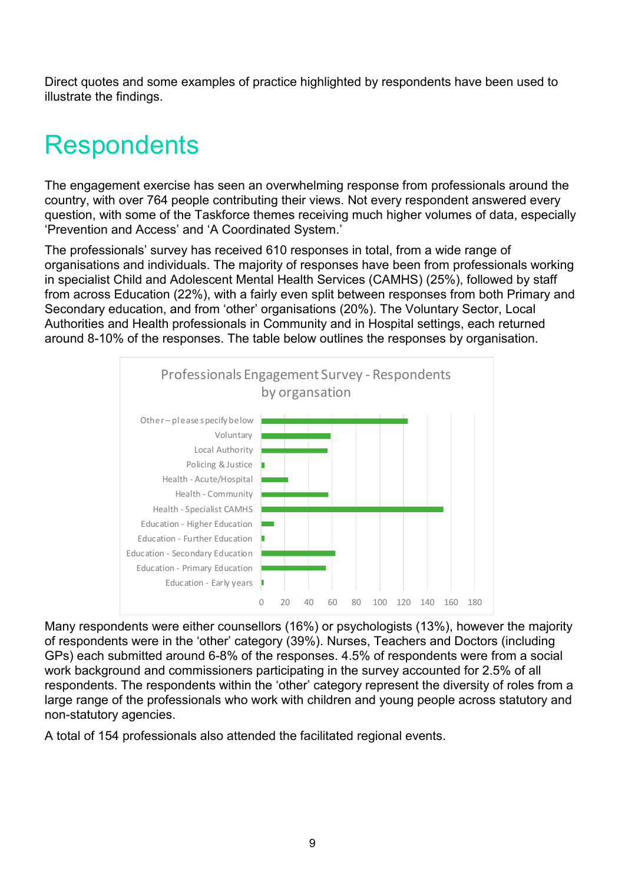Direct quotes and some examples of practice highlighted by respondents have been used to illustrate the findings.

# Respondents

The engagement exercise has seen an overwhelming response from professionals around the country, with over 764 people contributing their views. Not every respondent answered every question, with some of the Taskforce themes receiving much higher volumes of data, especially 'Prevention and Access' and 'A Coordinated System.'

The professionals' survey has received 610 responses in total, from a wide range of organisations and individuals. The majority of responses have been from professionals working in specialist Child and Adolescent Mental Health Services (CAMHS) (25%), followed by staff from across Education (22%), with a fairly even split between responses from both Primary and Secondary education, and from 'other' organisations (20%). The Voluntary Sector, Local Authorities and Health professionals in Community and in Hospital settings, each returned around 8-10% of the responses. The table below outlines the responses by organisation.

**Professionals Engagement Survey - Respondents by organsation**

- Other – please specify below
- Voluntary
- Local Authority
- Policing & Justice
- Health - Acute/Hospital
- Health - Community
- Health - Specialist CAMHS
- Education - Higher Education
- Education - Further Education
- Education - Secondary Education
- Education - Primary Education
- Education - Early years

Many respondents were either counsellors (16%) or psychologists (13%), however the majority of respondents were in the 'other' category (39%). Nurses, Teachers and Doctors (including GPs) each submitted around 6-8% of the responses. 4.5% of respondents were from a social work background and commissioners participating in the survey accounted for 2.5% of all respondents. The respondents within the 'other' category represent the diversity of roles from a large range of the professionals who work with children and young people across statutory and non-statutory agencies.

A total of 154 professionals also attended the facilitated regional events.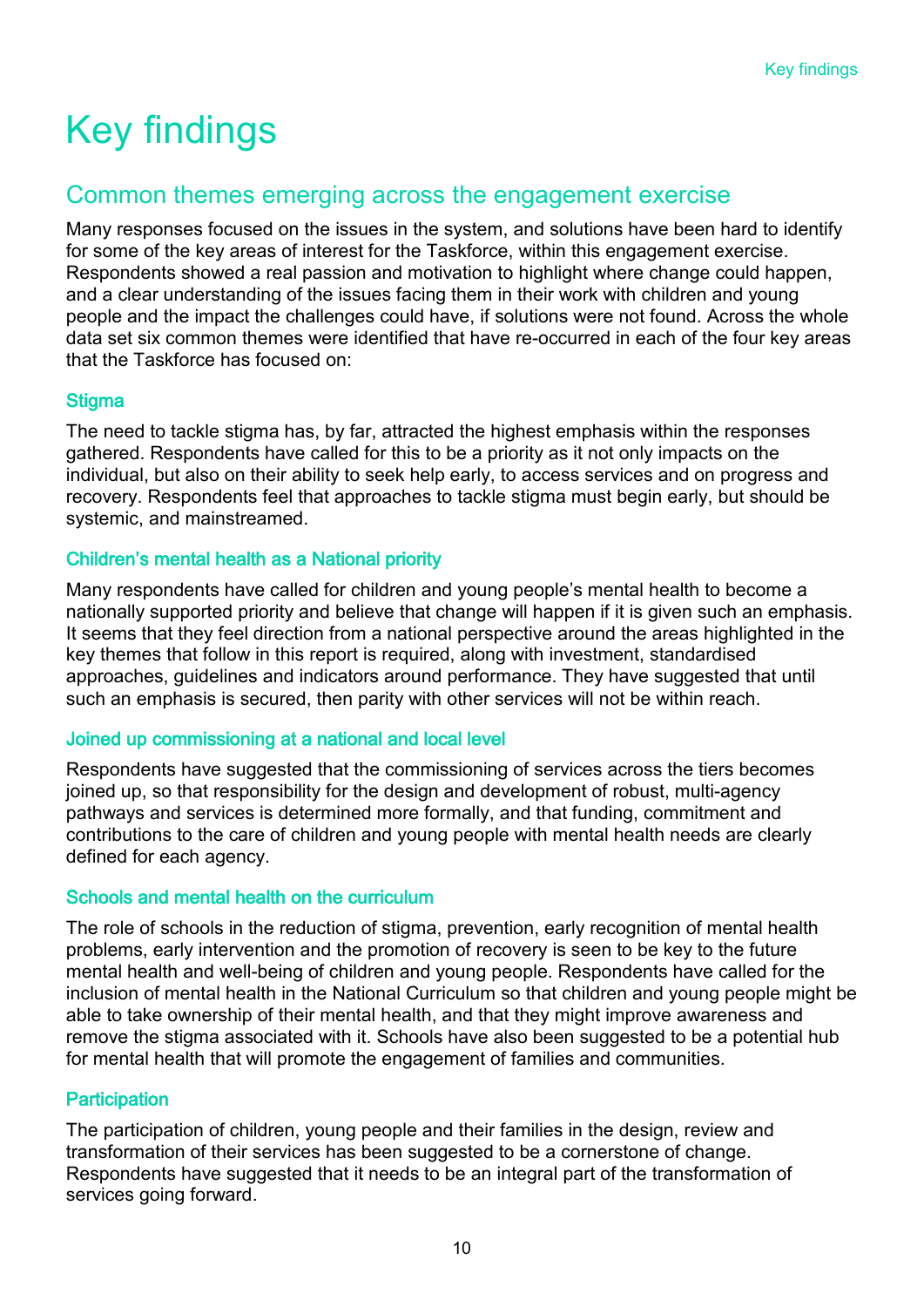# Key findings

## Common themes emerging across the engagement exercise

Many responses focused on the issues in the system, and solutions have been hard to identify for some of the key areas of interest for the Taskforce, within this engagement exercise. Respondents showed a real passion and motivation to highlight where change could happen, and a clear understanding of the issues facing them in their work with children and young people and the impact the challenges could have, if solutions were not found. Across the whole data set six common themes were identified that have re-occurred in each of the four key areas that the Taskforce has focused on:

### Stigma

The need to tackle stigma has, by far, attracted the highest emphasis within the responses gathered. Respondents have called for this to be a priority as it not only impacts on the individual, but also on their ability to seek help early, to access services and on progress and recovery. Respondents feel that approaches to tackle stigma must begin early, but should be systemic, and mainstreamed.

### Children's mental health as a National priority

Many respondents have called for children and young people's mental health to become a nationally supported priority and believe that change will happen if it is given such an emphasis. It seems that they feel direction from a national perspective around the areas highlighted in the key themes that follow in this report is required, along with investment, standardised approaches, guidelines and indicators around performance. They have suggested that until such an emphasis is secured, then parity with other services will not be within reach.

### Joined up commissioning at a national and local level

Respondents have suggested that the commissioning of services across the tiers becomes joined up, so that responsibility for the design and development of robust, multi-agency pathways and services is determined more formally, and that funding, commitment and contributions to the care of children and young people with mental health needs are clearly defined for each agency.

### Schools and mental health on the curriculum

The role of schools in the reduction of stigma, prevention, early recognition of mental health problems, early intervention and the promotion of recovery is seen to be key to the future mental health and well-being of children and young people. Respondents have called for the inclusion of mental health in the National Curriculum so that children and young people might be able to take ownership of their mental health, and that they might improve awareness and remove the stigma associated with it. Schools have also been suggested to be a potential hub for mental health that will promote the engagement of families and communities.

### Participation

The participation of children, young people and their families in the design, review and transformation of their services has been suggested to be a cornerstone of change. Respondents have suggested that it needs to be an integral part of the transformation of services going forward.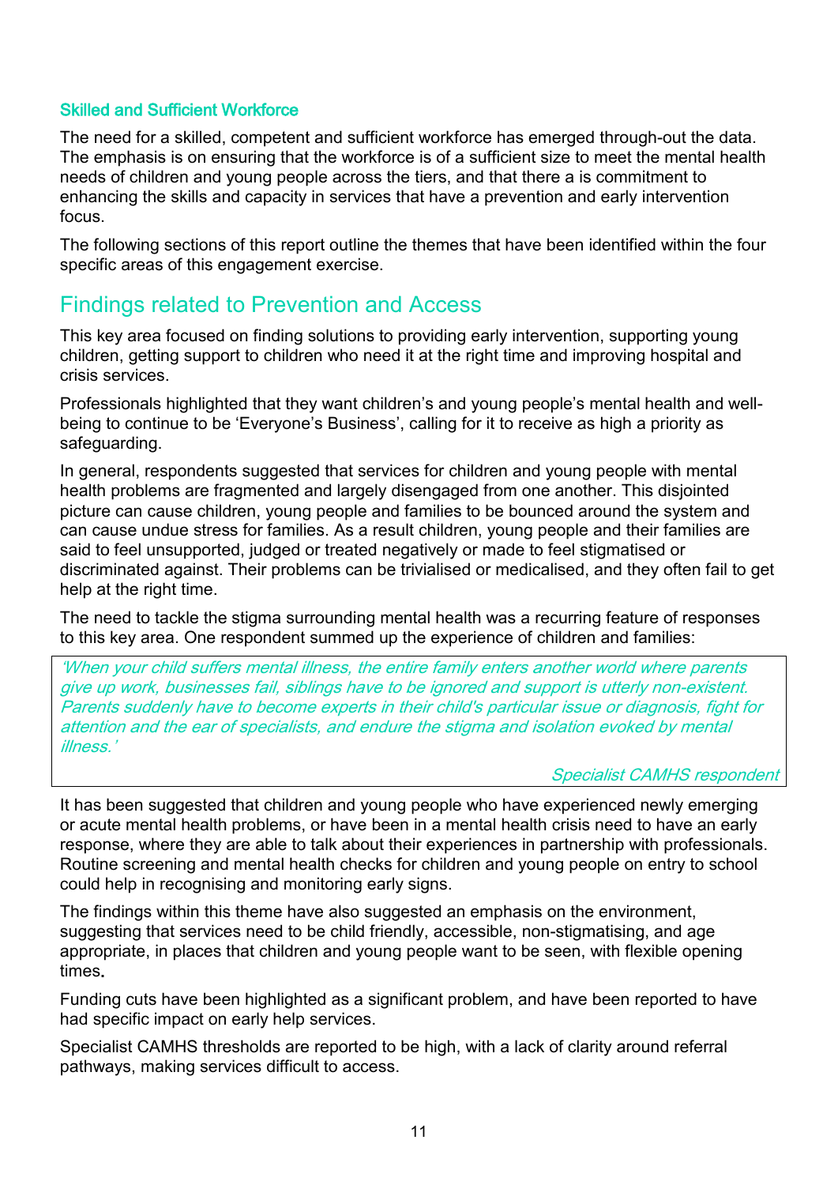### Skilled and Sufficient Workforce

The need for a skilled, competent and sufficient workforce has emerged through-out the data. The emphasis is on ensuring that the workforce is of a sufficient size to meet the mental health needs of children and young people across the tiers, and that there a is commitment to enhancing the skills and capacity in services that have a prevention and early intervention focus.

The following sections of this report outline the themes that have been identified within the four specific areas of this engagement exercise.

## Findings related to Prevention and Access

This key area focused on finding solutions to providing early intervention, supporting young children, getting support to children who need it at the right time and improving hospital and crisis services.

Professionals highlighted that they want children's and young people's mental health and well-being to continue to be 'Everyone's Business', calling for it to receive as high a priority as safeguarding.

In general, respondents suggested that services for children and young people with mental health problems are fragmented and largely disengaged from one another. This disjointed picture can cause children, young people and families to be bounced around the system and can cause undue stress for families. As a result children, young people and their families are said to feel unsupported, judged or treated negatively or made to feel stigmatised or discriminated against. Their problems can be trivialised or medicalised, and they often fail to get help at the right time.

The need to tackle the stigma surrounding mental health was a recurring feature of responses to this key area. One respondent summed up the experience of children and families:

> *'When your child suffers mental illness, the entire family enters another world where parents give up work, businesses fail, siblings have to be ignored and support is utterly non-existent. Parents suddenly have to become experts in their child's particular issue or diagnosis, fight for attention and the ear of specialists, and endure the stigma and isolation evoked by mental illness.'*
>
> *Specialist CAMHS respondent*

It has been suggested that children and young people who have experienced newly emerging or acute mental health problems, or have been in a mental health crisis need to have an early response, where they are able to talk about their experiences in partnership with professionals. Routine screening and mental health checks for children and young people on entry to school could help in recognising and monitoring early signs.

The findings within this theme have also suggested an emphasis on the environment, suggesting that services need to be child friendly, accessible, non-stigmatising, and age appropriate, in places that children and young people want to be seen, with flexible opening times**.**

Funding cuts have been highlighted as a significant problem, and have been reported to have had specific impact on early help services.

Specialist CAMHS thresholds are reported to be high, with a lack of clarity around referral pathways, making services difficult to access.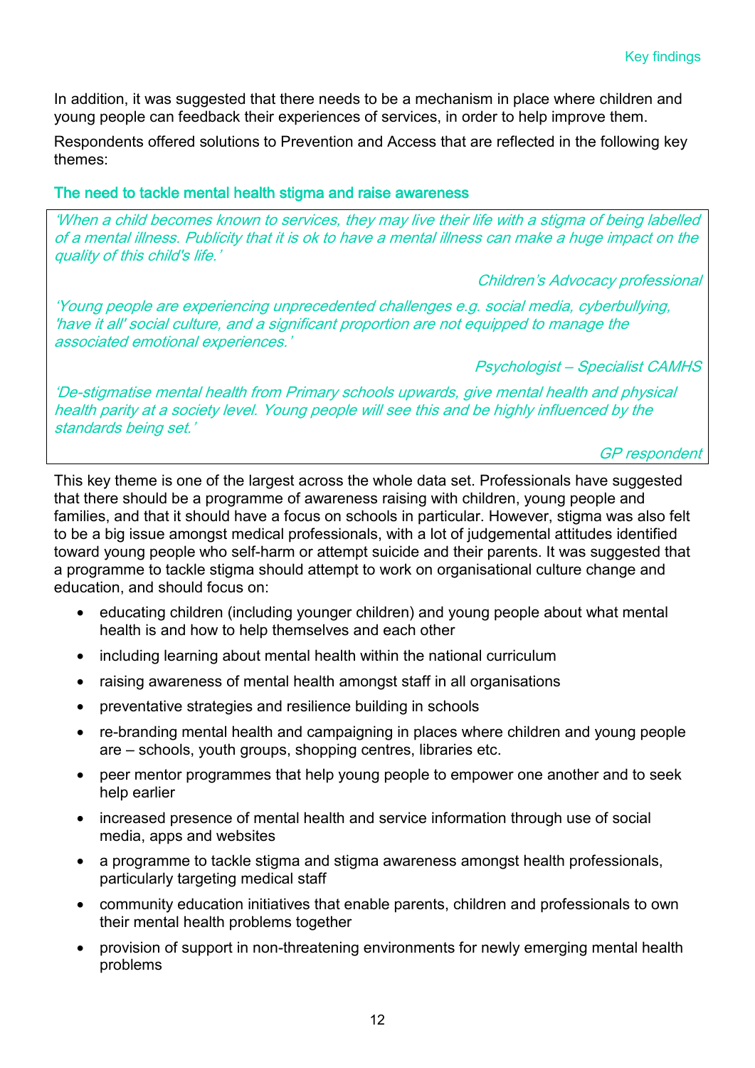In addition, it was suggested that there needs to be a mechanism in place where children and young people can feedback their experiences of services, in order to help improve them.

Respondents offered solutions to Prevention and Access that are reflected in the following key themes:

### The need to tackle mental health stigma and raise awareness

> *'When a child becomes known to services, they may live their life with a stigma of being labelled of a mental illness. Publicity that it is ok to have a mental illness can make a huge impact on the quality of this child's life.'*
>
> *Children's Advocacy professional*
>
> *'Young people are experiencing unprecedented challenges e.g. social media, cyberbullying, 'have it all' social culture, and a significant proportion are not equipped to manage the associated emotional experiences.'*
>
> *Psychologist – Specialist CAMHS*
>
> *'De-stigmatise mental health from Primary schools upwards, give mental health and physical health parity at a society level. Young people will see this and be highly influenced by the standards being set.'*
>
> *GP respondent*

This key theme is one of the largest across the whole data set. Professionals have suggested that there should be a programme of awareness raising with children, young people and families, and that it should have a focus on schools in particular. However, stigma was also felt to be a big issue amongst medical professionals, with a lot of judgemental attitudes identified toward young people who self-harm or attempt suicide and their parents. It was suggested that a programme to tackle stigma should attempt to work on organisational culture change and education, and should focus on:

- educating children (including younger children) and young people about what mental health is and how to help themselves and each other
- including learning about mental health within the national curriculum
- raising awareness of mental health amongst staff in all organisations
- preventative strategies and resilience building in schools
- re-branding mental health and campaigning in places where children and young people are – schools, youth groups, shopping centres, libraries etc.
- peer mentor programmes that help young people to empower one another and to seek help earlier
- increased presence of mental health and service information through use of social media, apps and websites
- a programme to tackle stigma and stigma awareness amongst health professionals, particularly targeting medical staff
- community education initiatives that enable parents, children and professionals to own their mental health problems together
- provision of support in non-threatening environments for newly emerging mental health problems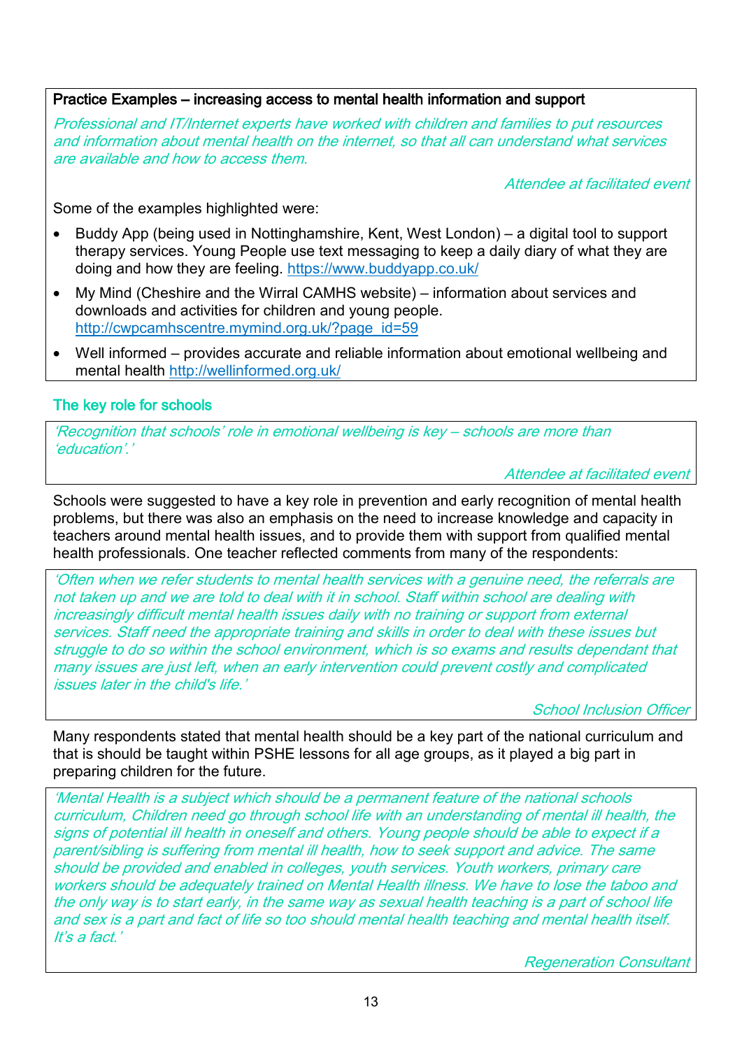**Practice Examples – increasing access to mental health information and support**

*Professional and IT/Internet experts have worked with children and families to put resources and information about mental health on the internet, so that all can understand what services are available and how to access them.*

*Attendee at facilitated event*

Some of the examples highlighted were:

- Buddy App (being used in Nottinghamshire, Kent, West London) – a digital tool to support therapy services. Young People use text messaging to keep a daily diary of what they are doing and how they are feeling. https://www.buddyapp.co.uk/
- My Mind (Cheshire and the Wirral CAMHS website) – information about services and downloads and activities for children and young people. http://cwpcamhscentre.mymind.org.uk/?page_id=59
- Well informed – provides accurate and reliable information about emotional wellbeing and mental health http://wellinformed.org.uk/

## The key role for schools

*'Recognition that schools' role in emotional wellbeing is key – schools are more than 'education'.'*

*Attendee at facilitated event*

Schools were suggested to have a key role in prevention and early recognition of mental health problems, but there was also an emphasis on the need to increase knowledge and capacity in teachers around mental health issues, and to provide them with support from qualified mental health professionals. One teacher reflected comments from many of the respondents:

*'Often when we refer students to mental health services with a genuine need, the referrals are not taken up and we are told to deal with it in school. Staff within school are dealing with increasingly difficult mental health issues daily with no training or support from external services. Staff need the appropriate training and skills in order to deal with these issues but struggle to do so within the school environment, which is so exams and results dependant that many issues are just left, when an early intervention could prevent costly and complicated issues later in the child's life.'*

*School Inclusion Officer*

Many respondents stated that mental health should be a key part of the national curriculum and that is should be taught within PSHE lessons for all age groups, as it played a big part in preparing children for the future.

*'Mental Health is a subject which should be a permanent feature of the national schools curriculum, Children need go through school life with an understanding of mental ill health, the signs of potential ill health in oneself and others. Young people should be able to expect if a parent/sibling is suffering from mental ill health, how to seek support and advice. The same should be provided and enabled in colleges, youth services. Youth workers, primary care workers should be adequately trained on Mental Health illness. We have to lose the taboo and the only way is to start early, in the same way as sexual health teaching is a part of school life and sex is a part and fact of life so too should mental health teaching and mental health itself. It's a fact.'*

*Regeneration Consultant*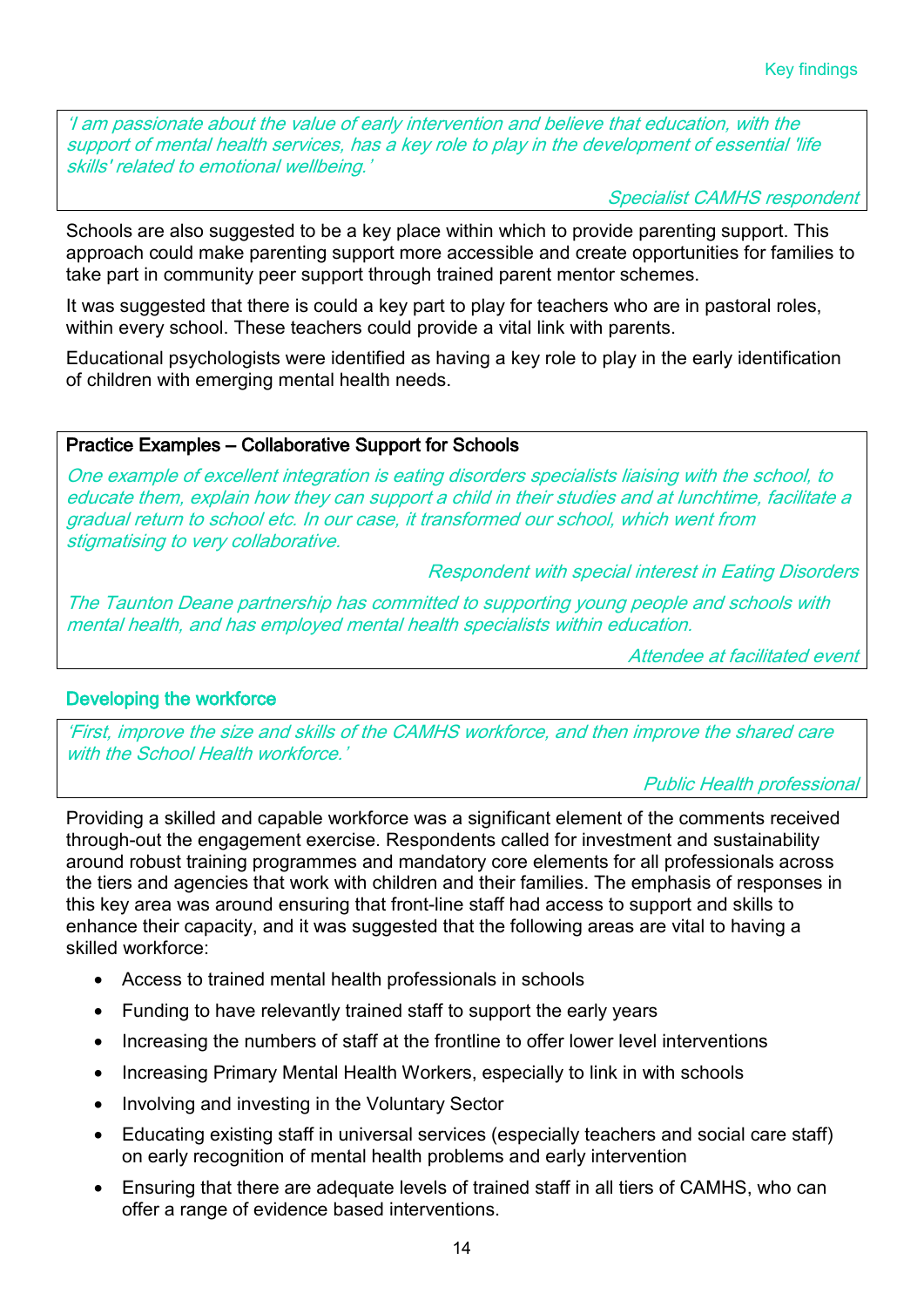> *'I am passionate about the value of early intervention and believe that education, with the support of mental health services, has a key role to play in the development of essential 'life skills' related to emotional wellbeing.'*
>
> *Specialist CAMHS respondent*

Schools are also suggested to be a key place within which to provide parenting support. This approach could make parenting support more accessible and create opportunities for families to take part in community peer support through trained parent mentor schemes.

It was suggested that there is could a key part to play for teachers who are in pastoral roles, within every school. These teachers could provide a vital link with parents.

Educational psychologists were identified as having a key role to play in the early identification of children with emerging mental health needs.

> **Practice Examples – Collaborative Support for Schools**
>
> *One example of excellent integration is eating disorders specialists liaising with the school, to educate them, explain how they can support a child in their studies and at lunchtime, facilitate a gradual return to school etc. In our case, it transformed our school, which went from stigmatising to very collaborative.*
>
> *Respondent with special interest in Eating Disorders*
>
> *The Taunton Deane partnership has committed to supporting young people and schools with mental health, and has employed mental health specialists within education.*
>
> *Attendee at facilitated event*

### Developing the workforce

> *'First, improve the size and skills of the CAMHS workforce, and then improve the shared care with the School Health workforce.'*
>
> *Public Health professional*

Providing a skilled and capable workforce was a significant element of the comments received through-out the engagement exercise. Respondents called for investment and sustainability around robust training programmes and mandatory core elements for all professionals across the tiers and agencies that work with children and their families. The emphasis of responses in this key area was around ensuring that front-line staff had access to support and skills to enhance their capacity, and it was suggested that the following areas are vital to having a skilled workforce:

- Access to trained mental health professionals in schools
- Funding to have relevantly trained staff to support the early years
- Increasing the numbers of staff at the frontline to offer lower level interventions
- Increasing Primary Mental Health Workers, especially to link in with schools
- Involving and investing in the Voluntary Sector
- Educating existing staff in universal services (especially teachers and social care staff) on early recognition of mental health problems and early intervention
- Ensuring that there are adequate levels of trained staff in all tiers of CAMHS, who can offer a range of evidence based interventions.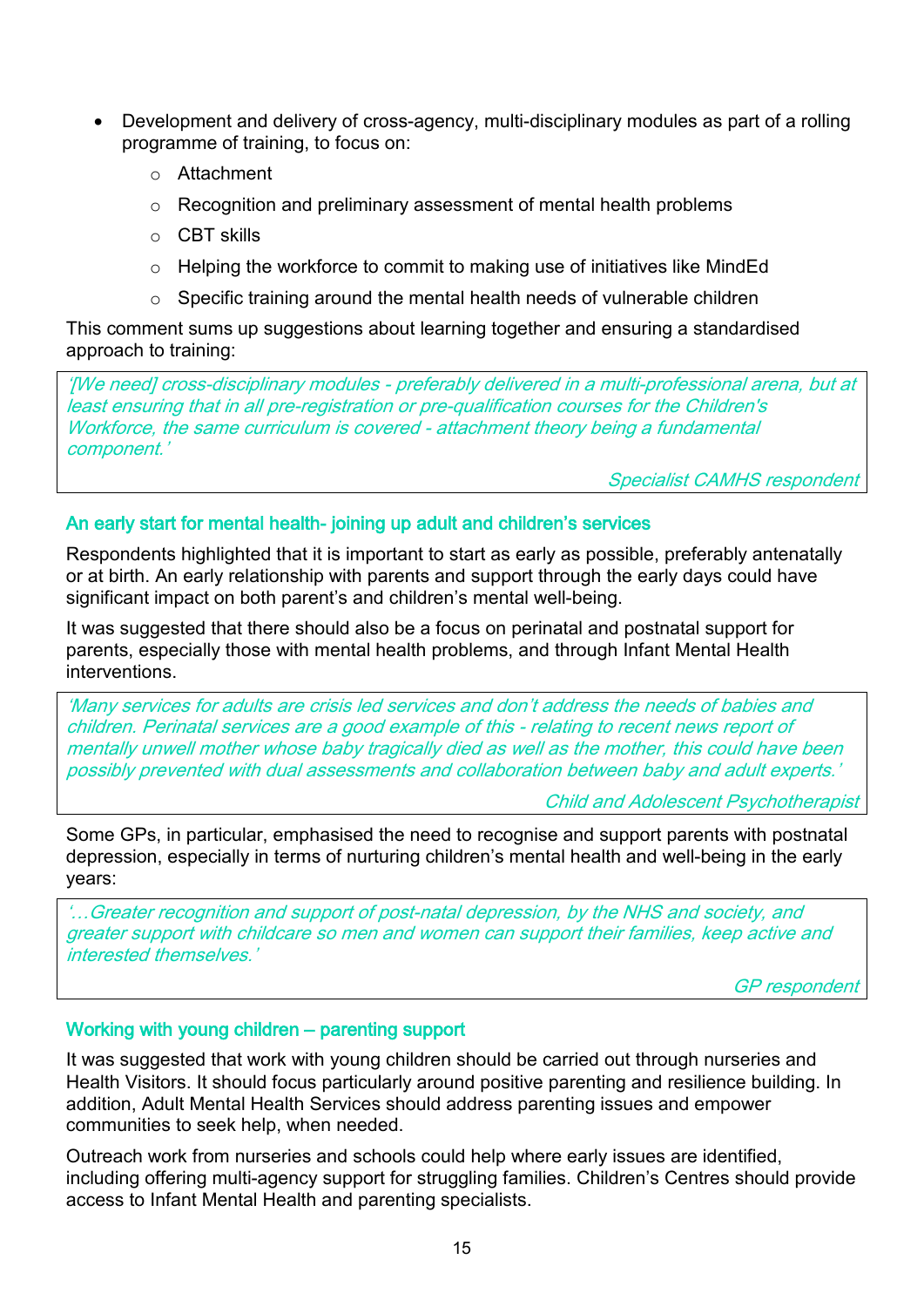- Development and delivery of cross-agency, multi-disciplinary modules as part of a rolling programme of training, to focus on:
  - Attachment
  - Recognition and preliminary assessment of mental health problems
  - CBT skills
  - Helping the workforce to commit to making use of initiatives like MindEd
  - Specific training around the mental health needs of vulnerable children

This comment sums up suggestions about learning together and ensuring a standardised approach to training:

> *'[We need] cross-disciplinary modules - preferably delivered in a multi-professional arena, but at least ensuring that in all pre-registration or pre-qualification courses for the Children's Workforce, the same curriculum is covered - attachment theory being a fundamental component.'*
>
> *Specialist CAMHS respondent*

### An early start for mental health- joining up adult and children's services

Respondents highlighted that it is important to start as early as possible, preferably antenatally or at birth. An early relationship with parents and support through the early days could have significant impact on both parent's and children's mental well-being.

It was suggested that there should also be a focus on perinatal and postnatal support for parents, especially those with mental health problems, and through Infant Mental Health interventions.

> *'Many services for adults are crisis led services and don't address the needs of babies and children. Perinatal services are a good example of this - relating to recent news report of mentally unwell mother whose baby tragically died as well as the mother, this could have been possibly prevented with dual assessments and collaboration between baby and adult experts.'*
>
> *Child and Adolescent Psychotherapist*

Some GPs, in particular, emphasised the need to recognise and support parents with postnatal depression, especially in terms of nurturing children's mental health and well-being in the early years:

> *'…Greater recognition and support of post-natal depression, by the NHS and society, and greater support with childcare so men and women can support their families, keep active and interested themselves.'*
>
> *GP respondent*

### Working with young children – parenting support

It was suggested that work with young children should be carried out through nurseries and Health Visitors. It should focus particularly around positive parenting and resilience building. In addition, Adult Mental Health Services should address parenting issues and empower communities to seek help, when needed.

Outreach work from nurseries and schools could help where early issues are identified, including offering multi-agency support for struggling families. Children's Centres should provide access to Infant Mental Health and parenting specialists.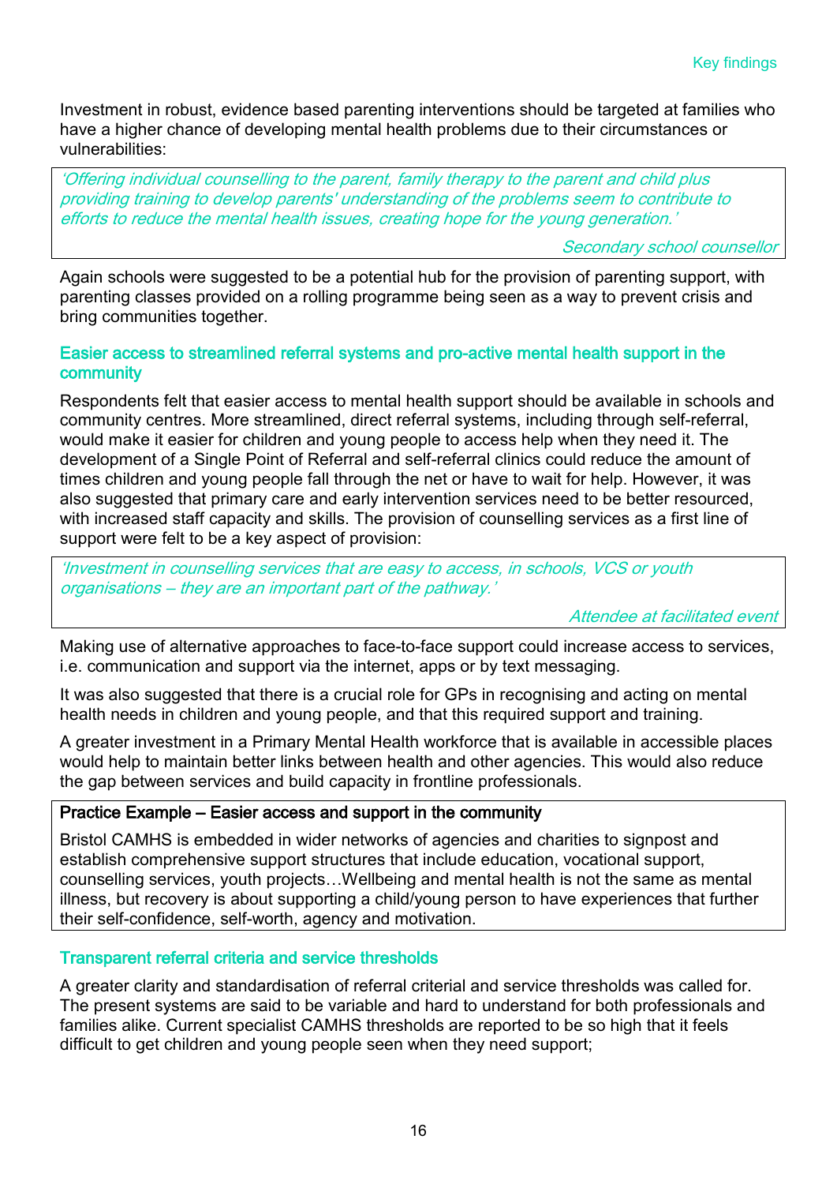Investment in robust, evidence based parenting interventions should be targeted at families who have a higher chance of developing mental health problems due to their circumstances or vulnerabilities:

> *'Offering individual counselling to the parent, family therapy to the parent and child plus providing training to develop parents' understanding of the problems seem to contribute to efforts to reduce the mental health issues, creating hope for the young generation.'*
>
> *Secondary school counsellor*

Again schools were suggested to be a potential hub for the provision of parenting support, with parenting classes provided on a rolling programme being seen as a way to prevent crisis and bring communities together.

### Easier access to streamlined referral systems and pro-active mental health support in the community

Respondents felt that easier access to mental health support should be available in schools and community centres. More streamlined, direct referral systems, including through self-referral, would make it easier for children and young people to access help when they need it. The development of a Single Point of Referral and self-referral clinics could reduce the amount of times children and young people fall through the net or have to wait for help. However, it was also suggested that primary care and early intervention services need to be better resourced, with increased staff capacity and skills. The provision of counselling services as a first line of support were felt to be a key aspect of provision:

> *'Investment in counselling services that are easy to access, in schools, VCS or youth organisations – they are an important part of the pathway.'*
>
> *Attendee at facilitated event*

Making use of alternative approaches to face-to-face support could increase access to services, i.e. communication and support via the internet, apps or by text messaging.

It was also suggested that there is a crucial role for GPs in recognising and acting on mental health needs in children and young people, and that this required support and training.

A greater investment in a Primary Mental Health workforce that is available in accessible places would help to maintain better links between health and other agencies. This would also reduce the gap between services and build capacity in frontline professionals.

> **Practice Example – Easier access and support in the community**
>
> Bristol CAMHS is embedded in wider networks of agencies and charities to signpost and establish comprehensive support structures that include education, vocational support, counselling services, youth projects…Wellbeing and mental health is not the same as mental illness, but recovery is about supporting a child/young person to have experiences that further their self-confidence, self-worth, agency and motivation.

### Transparent referral criteria and service thresholds

A greater clarity and standardisation of referral criterial and service thresholds was called for. The present systems are said to be variable and hard to understand for both professionals and families alike. Current specialist CAMHS thresholds are reported to be so high that it feels difficult to get children and young people seen when they need support;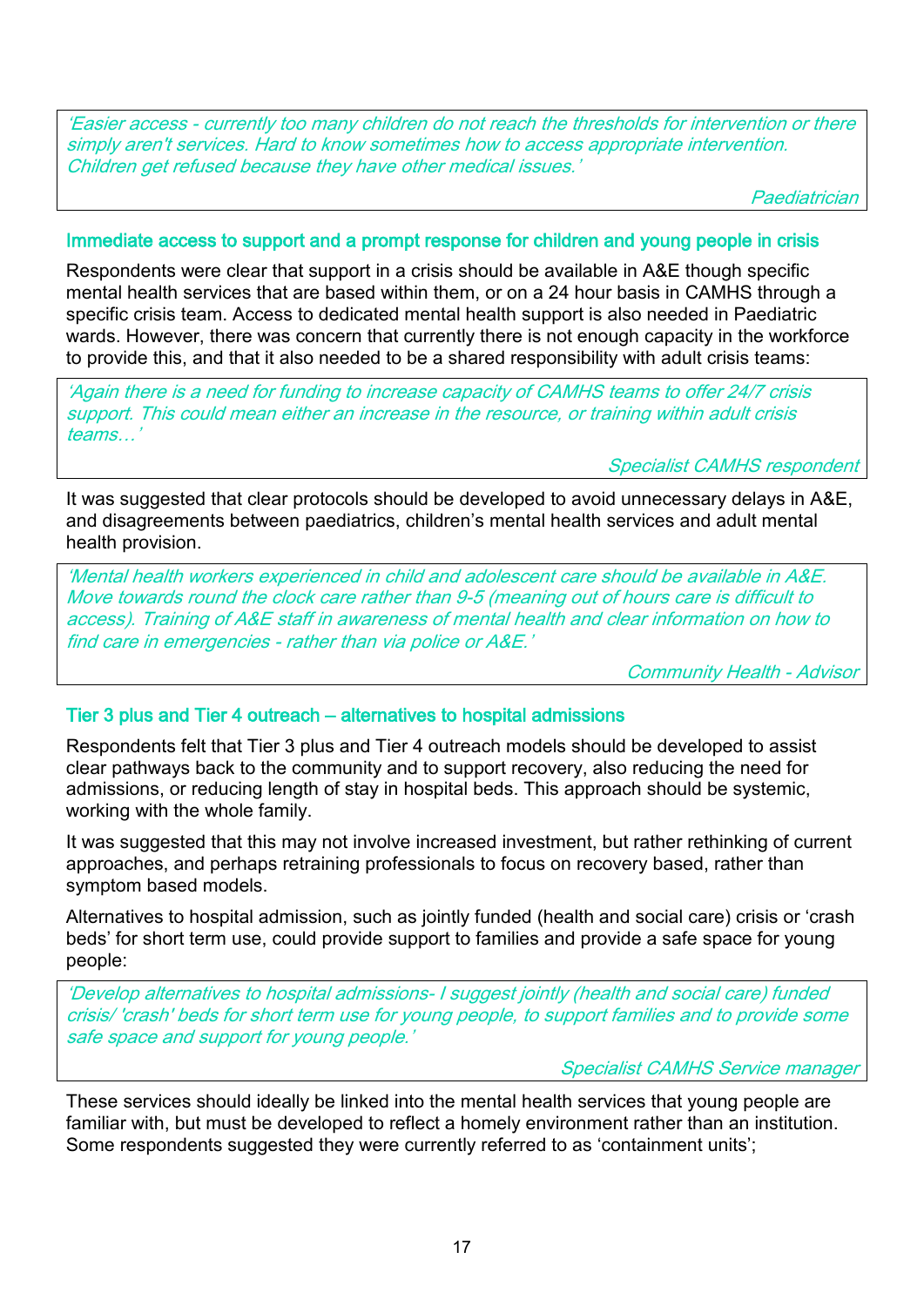> *'Easier access - currently too many children do not reach the thresholds for intervention or there simply aren't services. Hard to know sometimes how to access appropriate intervention. Children get refused because they have other medical issues.'*
>
> *Paediatrician*

### Immediate access to support and a prompt response for children and young people in crisis

Respondents were clear that support in a crisis should be available in A&E though specific mental health services that are based within them, or on a 24 hour basis in CAMHS through a specific crisis team. Access to dedicated mental health support is also needed in Paediatric wards. However, there was concern that currently there is not enough capacity in the workforce to provide this, and that it also needed to be a shared responsibility with adult crisis teams:

> *'Again there is a need for funding to increase capacity of CAMHS teams to offer 24/7 crisis support. This could mean either an increase in the resource, or training within adult crisis teams…'*
>
> *Specialist CAMHS respondent*

It was suggested that clear protocols should be developed to avoid unnecessary delays in A&E, and disagreements between paediatrics, children's mental health services and adult mental health provision.

> *'Mental health workers experienced in child and adolescent care should be available in A&E. Move towards round the clock care rather than 9-5 (meaning out of hours care is difficult to access). Training of A&E staff in awareness of mental health and clear information on how to find care in emergencies - rather than via police or A&E.'*
>
> *Community Health - Advisor*

### Tier 3 plus and Tier 4 outreach – alternatives to hospital admissions

Respondents felt that Tier 3 plus and Tier 4 outreach models should be developed to assist clear pathways back to the community and to support recovery, also reducing the need for admissions, or reducing length of stay in hospital beds. This approach should be systemic, working with the whole family.

It was suggested that this may not involve increased investment, but rather rethinking of current approaches, and perhaps retraining professionals to focus on recovery based, rather than symptom based models.

Alternatives to hospital admission, such as jointly funded (health and social care) crisis or 'crash beds' for short term use, could provide support to families and provide a safe space for young people:

> *'Develop alternatives to hospital admissions- I suggest jointly (health and social care) funded crisis/ 'crash' beds for short term use for young people, to support families and to provide some safe space and support for young people.'*
>
> *Specialist CAMHS Service manager*

These services should ideally be linked into the mental health services that young people are familiar with, but must be developed to reflect a homely environment rather than an institution. Some respondents suggested they were currently referred to as 'containment units';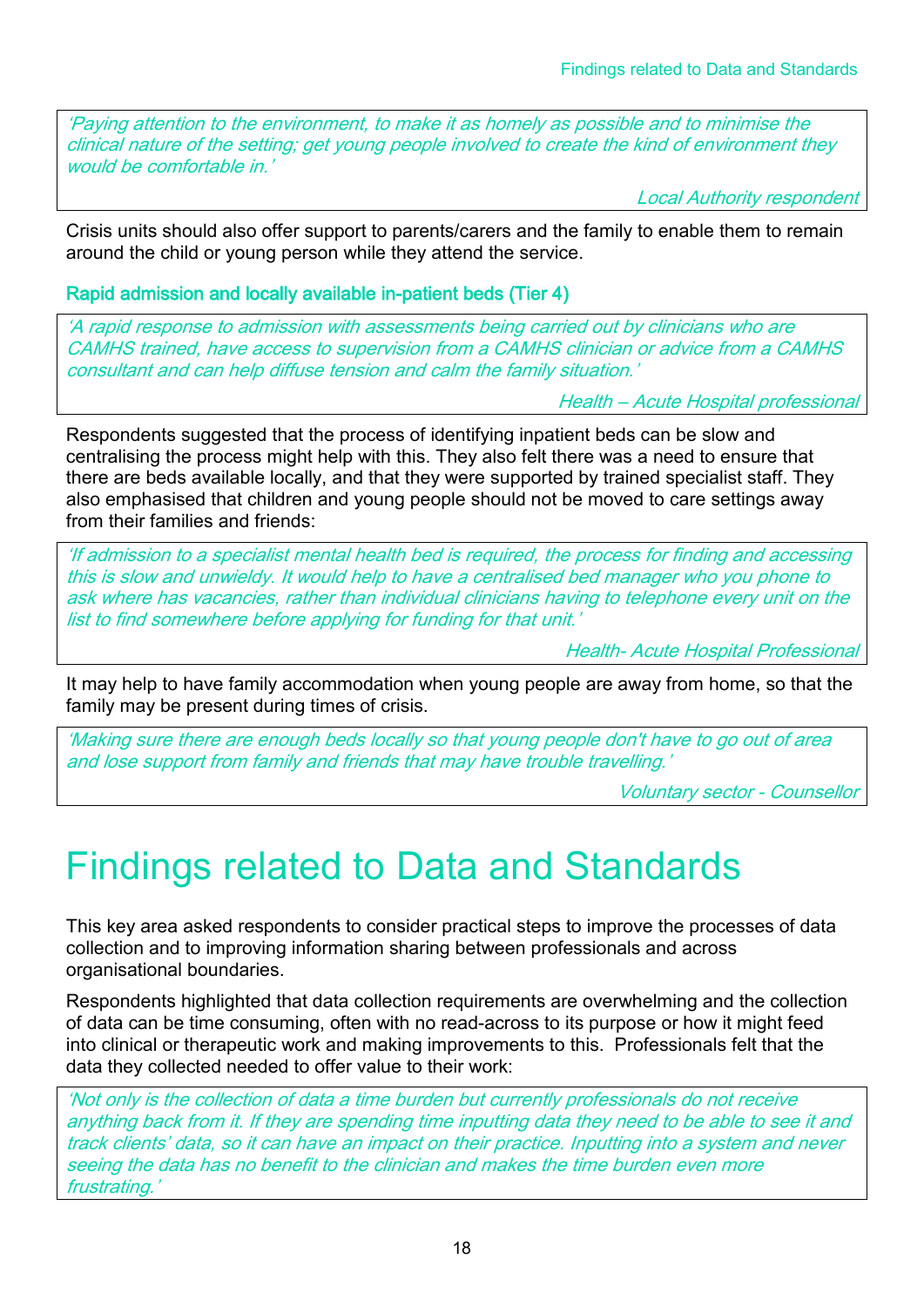*'Paying attention to the environment, to make it as homely as possible and to minimise the clinical nature of the setting; get young people involved to create the kind of environment they would be comfortable in.'*

*Local Authority respondent*

Crisis units should also offer support to parents/carers and the family to enable them to remain around the child or young person while they attend the service.

### Rapid admission and locally available in-patient beds (Tier 4)

*'A rapid response to admission with assessments being carried out by clinicians who are CAMHS trained, have access to supervision from a CAMHS clinician or advice from a CAMHS consultant and can help diffuse tension and calm the family situation.'*

*Health – Acute Hospital professional*

Respondents suggested that the process of identifying inpatient beds can be slow and centralising the process might help with this. They also felt there was a need to ensure that there are beds available locally, and that they were supported by trained specialist staff. They also emphasised that children and young people should not be moved to care settings away from their families and friends:

*'If admission to a specialist mental health bed is required, the process for finding and accessing this is slow and unwieldy. It would help to have a centralised bed manager who you phone to ask where has vacancies, rather than individual clinicians having to telephone every unit on the list to find somewhere before applying for funding for that unit.'*

*Health- Acute Hospital Professional*

It may help to have family accommodation when young people are away from home, so that the family may be present during times of crisis.

*'Making sure there are enough beds locally so that young people don't have to go out of area and lose support from family and friends that may have trouble travelling.'*

*Voluntary sector - Counsellor*

# Findings related to Data and Standards

This key area asked respondents to consider practical steps to improve the processes of data collection and to improving information sharing between professionals and across organisational boundaries.

Respondents highlighted that data collection requirements are overwhelming and the collection of data can be time consuming, often with no read-across to its purpose or how it might feed into clinical or therapeutic work and making improvements to this. Professionals felt that the data they collected needed to offer value to their work:

*'Not only is the collection of data a time burden but currently professionals do not receive anything back from it. If they are spending time inputting data they need to be able to see it and track clients' data, so it can have an impact on their practice. Inputting into a system and never seeing the data has no benefit to the clinician and makes the time burden even more frustrating.'*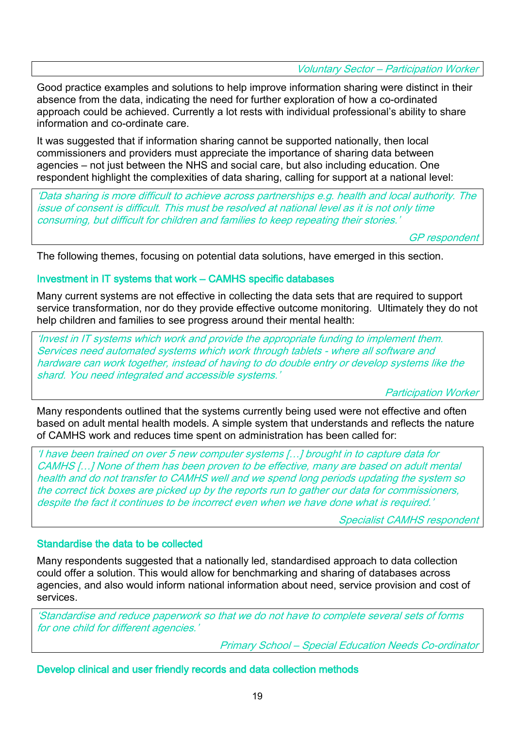*Voluntary Sector – Participation Worker*

Good practice examples and solutions to help improve information sharing were distinct in their absence from the data, indicating the need for further exploration of how a co-ordinated approach could be achieved. Currently a lot rests with individual professional's ability to share information and co-ordinate care.

It was suggested that if information sharing cannot be supported nationally, then local commissioners and providers must appreciate the importance of sharing data between agencies – not just between the NHS and social care, but also including education. One respondent highlight the complexities of data sharing, calling for support at a national level:

> *'Data sharing is more difficult to achieve across partnerships e.g. health and local authority. The issue of consent is difficult. This must be resolved at national level as it is not only time consuming, but difficult for children and families to keep repeating their stories.'*
>
> *GP respondent*

The following themes, focusing on potential data solutions, have emerged in this section.

### Investment in IT systems that work – CAMHS specific databases

Many current systems are not effective in collecting the data sets that are required to support service transformation, nor do they provide effective outcome monitoring. Ultimately they do not help children and families to see progress around their mental health:

> *'Invest in IT systems which work and provide the appropriate funding to implement them. Services need automated systems which work through tablets - where all software and hardware can work together, instead of having to do double entry or develop systems like the shard. You need integrated and accessible systems.'*
>
> *Participation Worker*

Many respondents outlined that the systems currently being used were not effective and often based on adult mental health models. A simple system that understands and reflects the nature of CAMHS work and reduces time spent on administration has been called for:

> *'I have been trained on over 5 new computer systems […] brought in to capture data for CAMHS […] None of them has been proven to be effective, many are based on adult mental health and do not transfer to CAMHS well and we spend long periods updating the system so the correct tick boxes are picked up by the reports run to gather our data for commissioners, despite the fact it continues to be incorrect even when we have done what is required.'*
>
> *Specialist CAMHS respondent*

### Standardise the data to be collected

Many respondents suggested that a nationally led, standardised approach to data collection could offer a solution. This would allow for benchmarking and sharing of databases across agencies, and also would inform national information about need, service provision and cost of services.

> *'Standardise and reduce paperwork so that we do not have to complete several sets of forms for one child for different agencies.'*
>
> *Primary School – Special Education Needs Co-ordinator*

### Develop clinical and user friendly records and data collection methods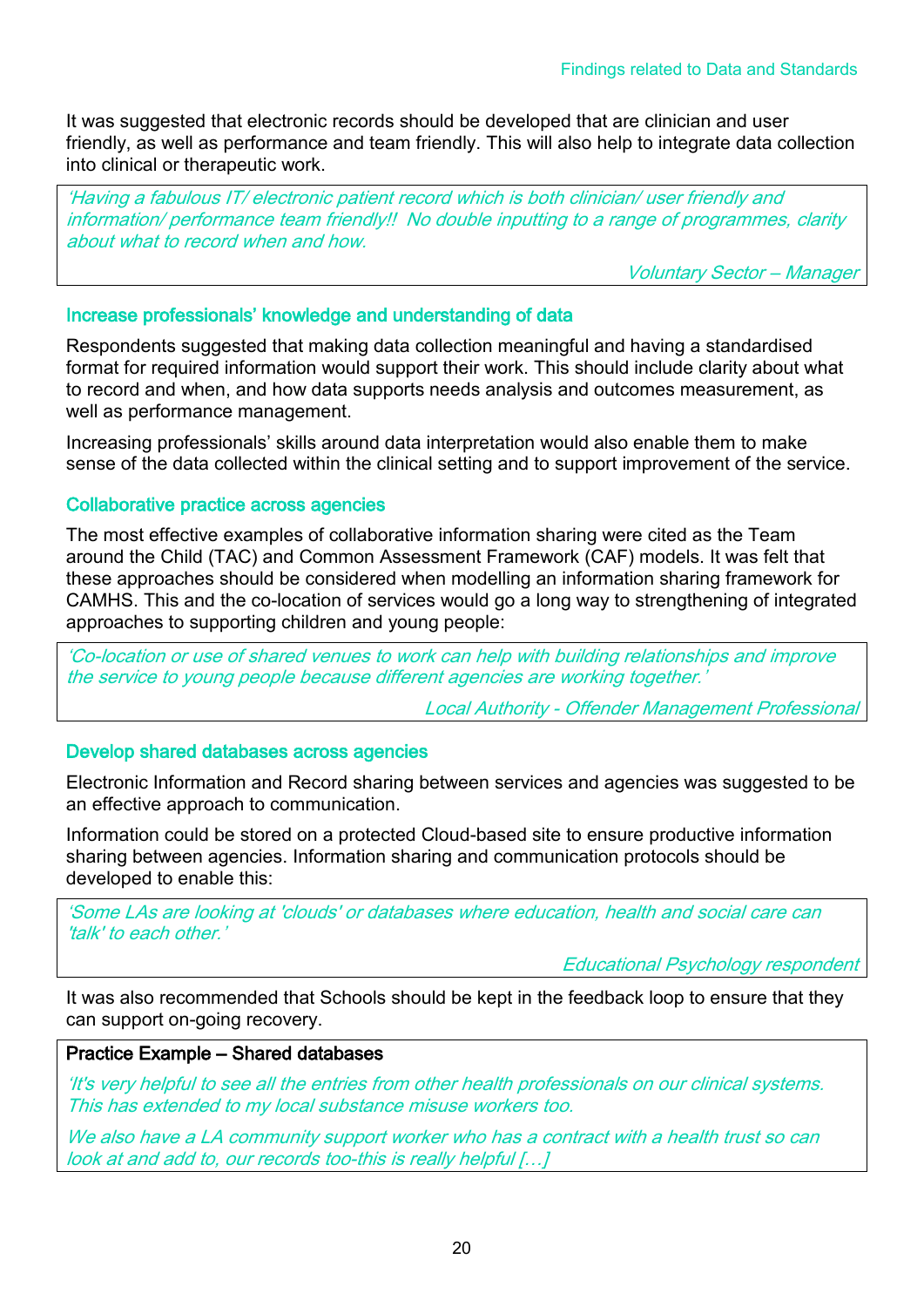It was suggested that electronic records should be developed that are clinician and user friendly, as well as performance and team friendly. This will also help to integrate data collection into clinical or therapeutic work.

> *'Having a fabulous IT/ electronic patient record which is both clinician/ user friendly and information/ performance team friendly!! No double inputting to a range of programmes, clarity about what to record when and how.*
>
> *Voluntary Sector – Manager*

### Increase professionals' knowledge and understanding of data

Respondents suggested that making data collection meaningful and having a standardised format for required information would support their work. This should include clarity about what to record and when, and how data supports needs analysis and outcomes measurement, as well as performance management.

Increasing professionals' skills around data interpretation would also enable them to make sense of the data collected within the clinical setting and to support improvement of the service.

### Collaborative practice across agencies

The most effective examples of collaborative information sharing were cited as the Team around the Child (TAC) and Common Assessment Framework (CAF) models. It was felt that these approaches should be considered when modelling an information sharing framework for CAMHS. This and the co-location of services would go a long way to strengthening of integrated approaches to supporting children and young people:

> *'Co-location or use of shared venues to work can help with building relationships and improve the service to young people because different agencies are working together.'*
>
> *Local Authority - Offender Management Professional*

### Develop shared databases across agencies

Electronic Information and Record sharing between services and agencies was suggested to be an effective approach to communication.

Information could be stored on a protected Cloud-based site to ensure productive information sharing between agencies. Information sharing and communication protocols should be developed to enable this:

> *'Some LAs are looking at 'clouds' or databases where education, health and social care can 'talk' to each other.'*
>
> *Educational Psychology respondent*

It was also recommended that Schools should be kept in the feedback loop to ensure that they can support on-going recovery.

> **Practice Example – Shared databases**
>
> *'It's very helpful to see all the entries from other health professionals on our clinical systems. This has extended to my local substance misuse workers too.*
>
> *We also have a LA community support worker who has a contract with a health trust so can look at and add to, our records too-this is really helpful […]*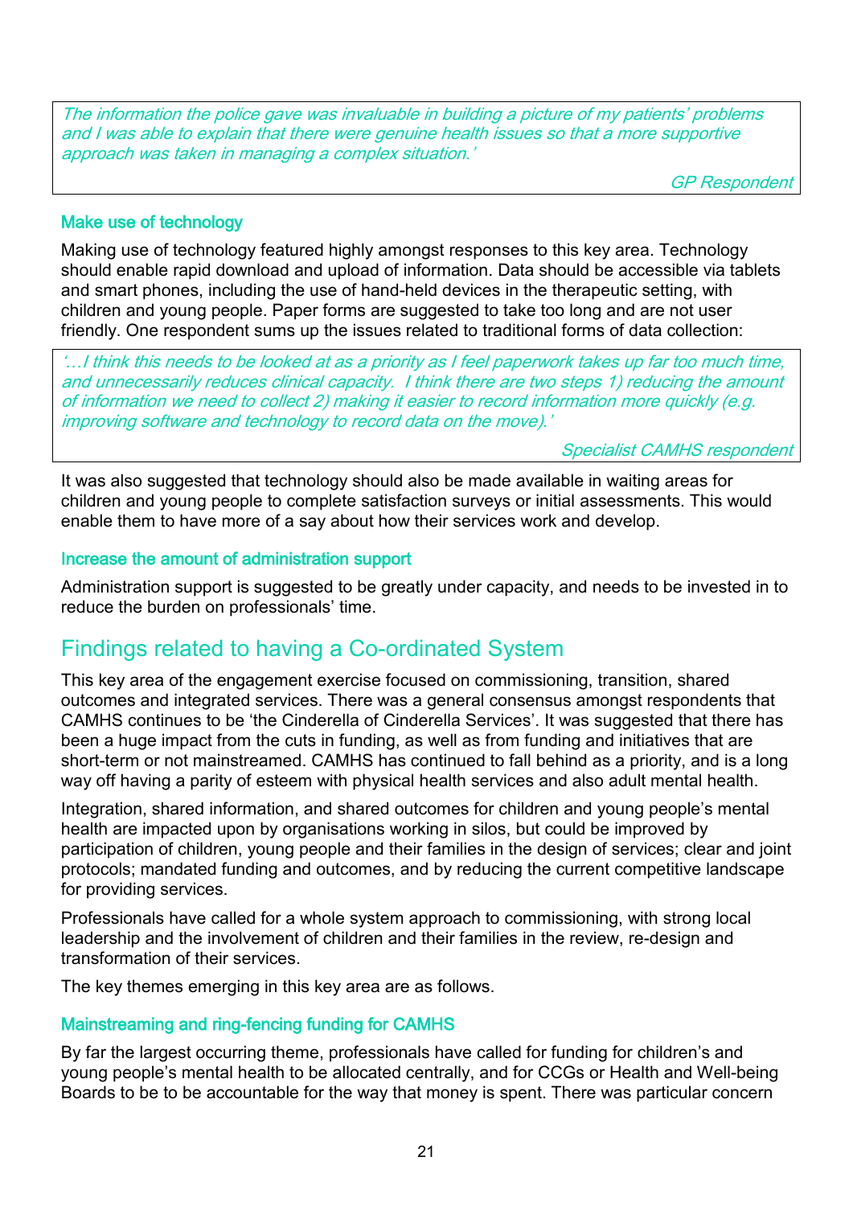> *The information the police gave was invaluable in building a picture of my patients' problems and I was able to explain that there were genuine health issues so that a more supportive approach was taken in managing a complex situation.'*
>
> *GP Respondent*

### Make use of technology

Making use of technology featured highly amongst responses to this key area. Technology should enable rapid download and upload of information. Data should be accessible via tablets and smart phones, including the use of hand-held devices in the therapeutic setting, with children and young people. Paper forms are suggested to take too long and are not user friendly. One respondent sums up the issues related to traditional forms of data collection:

> *'…I think this needs to be looked at as a priority as I feel paperwork takes up far too much time, and unnecessarily reduces clinical capacity. I think there are two steps 1) reducing the amount of information we need to collect 2) making it easier to record information more quickly (e.g. improving software and technology to record data on the move).'*
>
> *Specialist CAMHS respondent*

It was also suggested that technology should also be made available in waiting areas for children and young people to complete satisfaction surveys or initial assessments. This would enable them to have more of a say about how their services work and develop.

### Increase the amount of administration support

Administration support is suggested to be greatly under capacity, and needs to be invested in to reduce the burden on professionals' time.

## Findings related to having a Co-ordinated System

This key area of the engagement exercise focused on commissioning, transition, shared outcomes and integrated services. There was a general consensus amongst respondents that CAMHS continues to be 'the Cinderella of Cinderella Services'. It was suggested that there has been a huge impact from the cuts in funding, as well as from funding and initiatives that are short-term or not mainstreamed. CAMHS has continued to fall behind as a priority, and is a long way off having a parity of esteem with physical health services and also adult mental health.

Integration, shared information, and shared outcomes for children and young people's mental health are impacted upon by organisations working in silos, but could be improved by participation of children, young people and their families in the design of services; clear and joint protocols; mandated funding and outcomes, and by reducing the current competitive landscape for providing services.

Professionals have called for a whole system approach to commissioning, with strong local leadership and the involvement of children and their families in the review, re-design and transformation of their services.

The key themes emerging in this key area are as follows.

### Mainstreaming and ring-fencing funding for CAMHS

By far the largest occurring theme, professionals have called for funding for children's and young people's mental health to be allocated centrally, and for CCGs or Health and Well-being Boards to be to be accountable for the way that money is spent. There was particular concern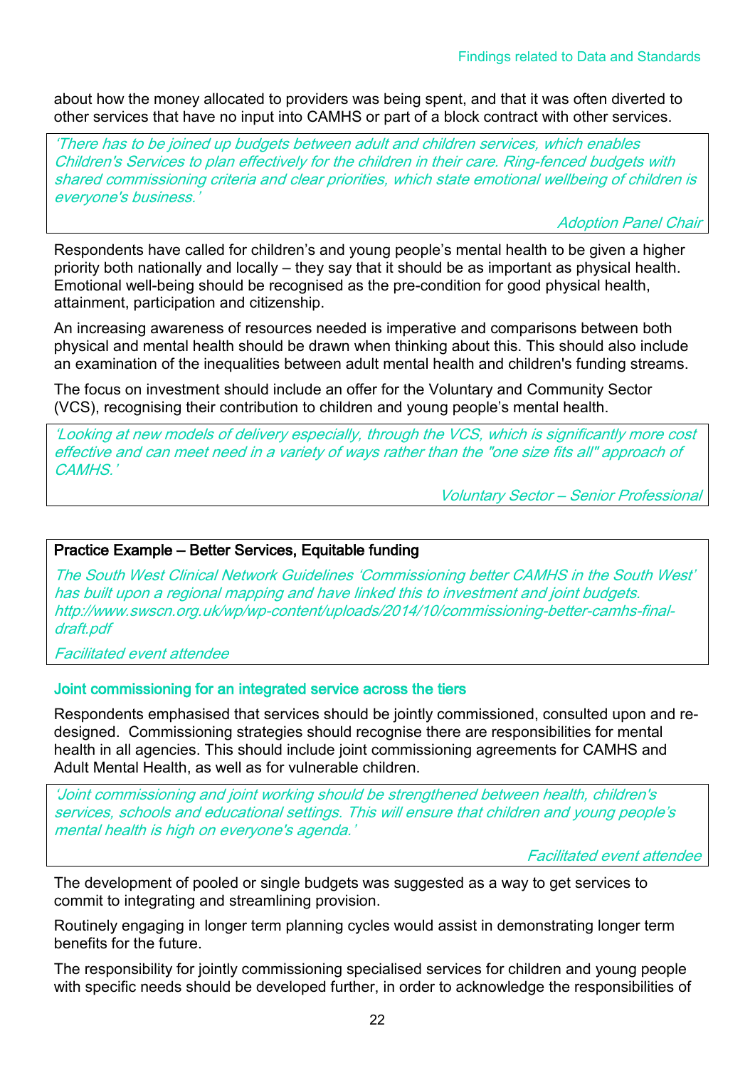about how the money allocated to providers was being spent, and that it was often diverted to other services that have no input into CAMHS or part of a block contract with other services.

> *'There has to be joined up budgets between adult and children services, which enables Children's Services to plan effectively for the children in their care. Ring-fenced budgets with shared commissioning criteria and clear priorities, which state emotional wellbeing of children is everyone's business.'*
>
> *Adoption Panel Chair*

Respondents have called for children's and young people's mental health to be given a higher priority both nationally and locally – they say that it should be as important as physical health. Emotional well-being should be recognised as the pre-condition for good physical health, attainment, participation and citizenship.

An increasing awareness of resources needed is imperative and comparisons between both physical and mental health should be drawn when thinking about this. This should also include an examination of the inequalities between adult mental health and children's funding streams.

The focus on investment should include an offer for the Voluntary and Community Sector (VCS), recognising their contribution to children and young people's mental health.

> *'Looking at new models of delivery especially, through the VCS, which is significantly more cost effective and can meet need in a variety of ways rather than the "one size fits all" approach of CAMHS.'*
>
> *Voluntary Sector – Senior Professional*

> **Practice Example – Better Services, Equitable funding**
>
> *The South West Clinical Network Guidelines 'Commissioning better CAMHS in the South West' has built upon a regional mapping and have linked this to investment and joint budgets. http://www.swscn.org.uk/wp/wp-content/uploads/2014/10/commissioning-better-camhs-final-draft.pdf*
>
> *Facilitated event attendee*

### Joint commissioning for an integrated service across the tiers

Respondents emphasised that services should be jointly commissioned, consulted upon and re-designed. Commissioning strategies should recognise there are responsibilities for mental health in all agencies. This should include joint commissioning agreements for CAMHS and Adult Mental Health, as well as for vulnerable children.

> *'Joint commissioning and joint working should be strengthened between health, children's services, schools and educational settings. This will ensure that children and young people's mental health is high on everyone's agenda.'*
>
> *Facilitated event attendee*

The development of pooled or single budgets was suggested as a way to get services to commit to integrating and streamlining provision.

Routinely engaging in longer term planning cycles would assist in demonstrating longer term benefits for the future.

The responsibility for jointly commissioning specialised services for children and young people with specific needs should be developed further, in order to acknowledge the responsibilities of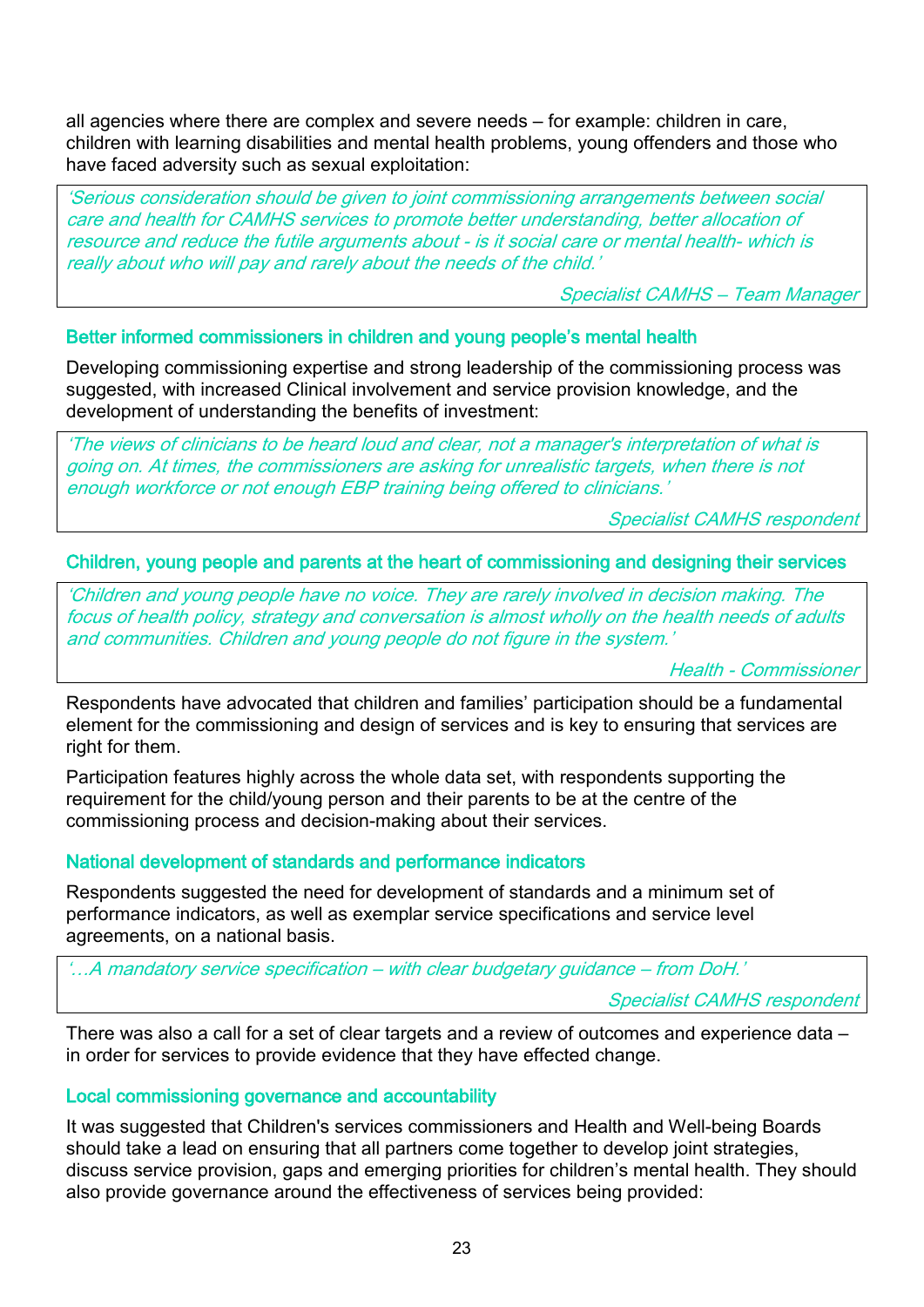all agencies where there are complex and severe needs – for example: children in care, children with learning disabilities and mental health problems, young offenders and those who have faced adversity such as sexual exploitation:

> *'Serious consideration should be given to joint commissioning arrangements between social care and health for CAMHS services to promote better understanding, better allocation of resource and reduce the futile arguments about - is it social care or mental health- which is really about who will pay and rarely about the needs of the child.'*
>
> *Specialist CAMHS – Team Manager*

### Better informed commissioners in children and young people's mental health

Developing commissioning expertise and strong leadership of the commissioning process was suggested, with increased Clinical involvement and service provision knowledge, and the development of understanding the benefits of investment:

> *'The views of clinicians to be heard loud and clear, not a manager's interpretation of what is going on. At times, the commissioners are asking for unrealistic targets, when there is not enough workforce or not enough EBP training being offered to clinicians.'*
>
> *Specialist CAMHS respondent*

### Children, young people and parents at the heart of commissioning and designing their services

> *'Children and young people have no voice. They are rarely involved in decision making. The focus of health policy, strategy and conversation is almost wholly on the health needs of adults and communities. Children and young people do not figure in the system.'*
>
> *Health - Commissioner*

Respondents have advocated that children and families' participation should be a fundamental element for the commissioning and design of services and is key to ensuring that services are right for them.

Participation features highly across the whole data set, with respondents supporting the requirement for the child/young person and their parents to be at the centre of the commissioning process and decision-making about their services.

### National development of standards and performance indicators

Respondents suggested the need for development of standards and a minimum set of performance indicators, as well as exemplar service specifications and service level agreements, on a national basis.

> *'…A mandatory service specification – with clear budgetary guidance – from DoH.'*
>
> *Specialist CAMHS respondent*

There was also a call for a set of clear targets and a review of outcomes and experience data – in order for services to provide evidence that they have effected change.

### Local commissioning governance and accountability

It was suggested that Children's services commissioners and Health and Well-being Boards should take a lead on ensuring that all partners come together to develop joint strategies, discuss service provision, gaps and emerging priorities for children's mental health. They should also provide governance around the effectiveness of services being provided: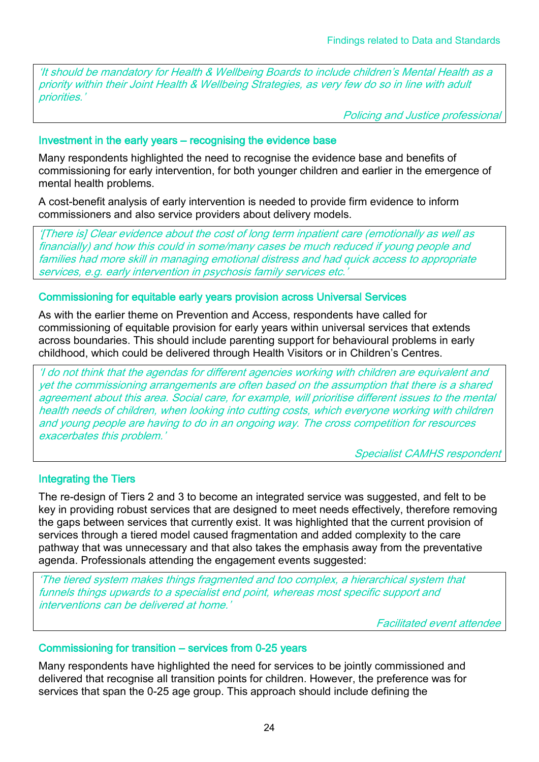*'It should be mandatory for Health & Wellbeing Boards to include children's Mental Health as a priority within their Joint Health & Wellbeing Strategies, as very few do so in line with adult priorities.'*

*Policing and Justice professional*

### Investment in the early years – recognising the evidence base

Many respondents highlighted the need to recognise the evidence base and benefits of commissioning for early intervention, for both younger children and earlier in the emergence of mental health problems.

A cost-benefit analysis of early intervention is needed to provide firm evidence to inform commissioners and also service providers about delivery models.

*'[There is] Clear evidence about the cost of long term inpatient care (emotionally as well as financially) and how this could in some/many cases be much reduced if young people and families had more skill in managing emotional distress and had quick access to appropriate services, e.g. early intervention in psychosis family services etc.'*

### Commissioning for equitable early years provision across Universal Services

As with the earlier theme on Prevention and Access, respondents have called for commissioning of equitable provision for early years within universal services that extends across boundaries. This should include parenting support for behavioural problems in early childhood, which could be delivered through Health Visitors or in Children's Centres.

*'I do not think that the agendas for different agencies working with children are equivalent and yet the commissioning arrangements are often based on the assumption that there is a shared agreement about this area. Social care, for example, will prioritise different issues to the mental health needs of children, when looking into cutting costs, which everyone working with children and young people are having to do in an ongoing way. The cross competition for resources exacerbates this problem.'*

*Specialist CAMHS respondent*

### Integrating the Tiers

The re-design of Tiers 2 and 3 to become an integrated service was suggested, and felt to be key in providing robust services that are designed to meet needs effectively, therefore removing the gaps between services that currently exist. It was highlighted that the current provision of services through a tiered model caused fragmentation and added complexity to the care pathway that was unnecessary and that also takes the emphasis away from the preventative agenda. Professionals attending the engagement events suggested:

*'The tiered system makes things fragmented and too complex, a hierarchical system that funnels things upwards to a specialist end point, whereas most specific support and interventions can be delivered at home.'*

*Facilitated event attendee*

### Commissioning for transition – services from 0-25 years

Many respondents have highlighted the need for services to be jointly commissioned and delivered that recognise all transition points for children. However, the preference was for services that span the 0-25 age group. This approach should include defining the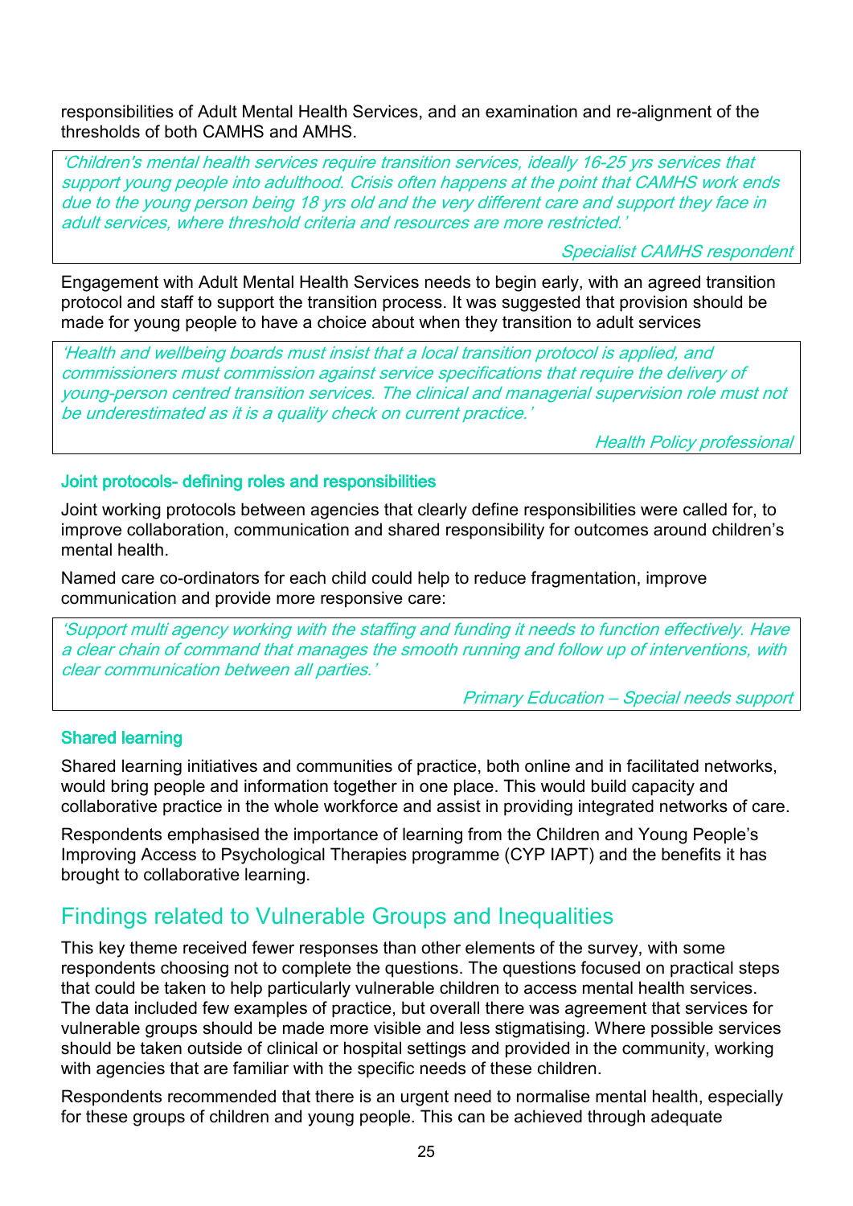responsibilities of Adult Mental Health Services, and an examination and re-alignment of the thresholds of both CAMHS and AMHS.

> *'Children's mental health services require transition services, ideally 16-25 yrs services that support young people into adulthood. Crisis often happens at the point that CAMHS work ends due to the young person being 18 yrs old and the very different care and support they face in adult services, where threshold criteria and resources are more restricted.'*
>
> *Specialist CAMHS respondent*

Engagement with Adult Mental Health Services needs to begin early, with an agreed transition protocol and staff to support the transition process. It was suggested that provision should be made for young people to have a choice about when they transition to adult services

> *'Health and wellbeing boards must insist that a local transition protocol is applied, and commissioners must commission against service specifications that require the delivery of young-person centred transition services. The clinical and managerial supervision role must not be underestimated as it is a quality check on current practice.'*
>
> *Health Policy professional*

### Joint protocols- defining roles and responsibilities

Joint working protocols between agencies that clearly define responsibilities were called for, to improve collaboration, communication and shared responsibility for outcomes around children's mental health.

Named care co-ordinators for each child could help to reduce fragmentation, improve communication and provide more responsive care:

> *'Support multi agency working with the staffing and funding it needs to function effectively. Have a clear chain of command that manages the smooth running and follow up of interventions, with clear communication between all parties.'*
>
> *Primary Education – Special needs support*

### Shared learning

Shared learning initiatives and communities of practice, both online and in facilitated networks, would bring people and information together in one place. This would build capacity and collaborative practice in the whole workforce and assist in providing integrated networks of care.

Respondents emphasised the importance of learning from the Children and Young People's Improving Access to Psychological Therapies programme (CYP IAPT) and the benefits it has brought to collaborative learning.

## Findings related to Vulnerable Groups and Inequalities

This key theme received fewer responses than other elements of the survey, with some respondents choosing not to complete the questions. The questions focused on practical steps that could be taken to help particularly vulnerable children to access mental health services. The data included few examples of practice, but overall there was agreement that services for vulnerable groups should be made more visible and less stigmatising. Where possible services should be taken outside of clinical or hospital settings and provided in the community, working with agencies that are familiar with the specific needs of these children.

Respondents recommended that there is an urgent need to normalise mental health, especially for these groups of children and young people. This can be achieved through adequate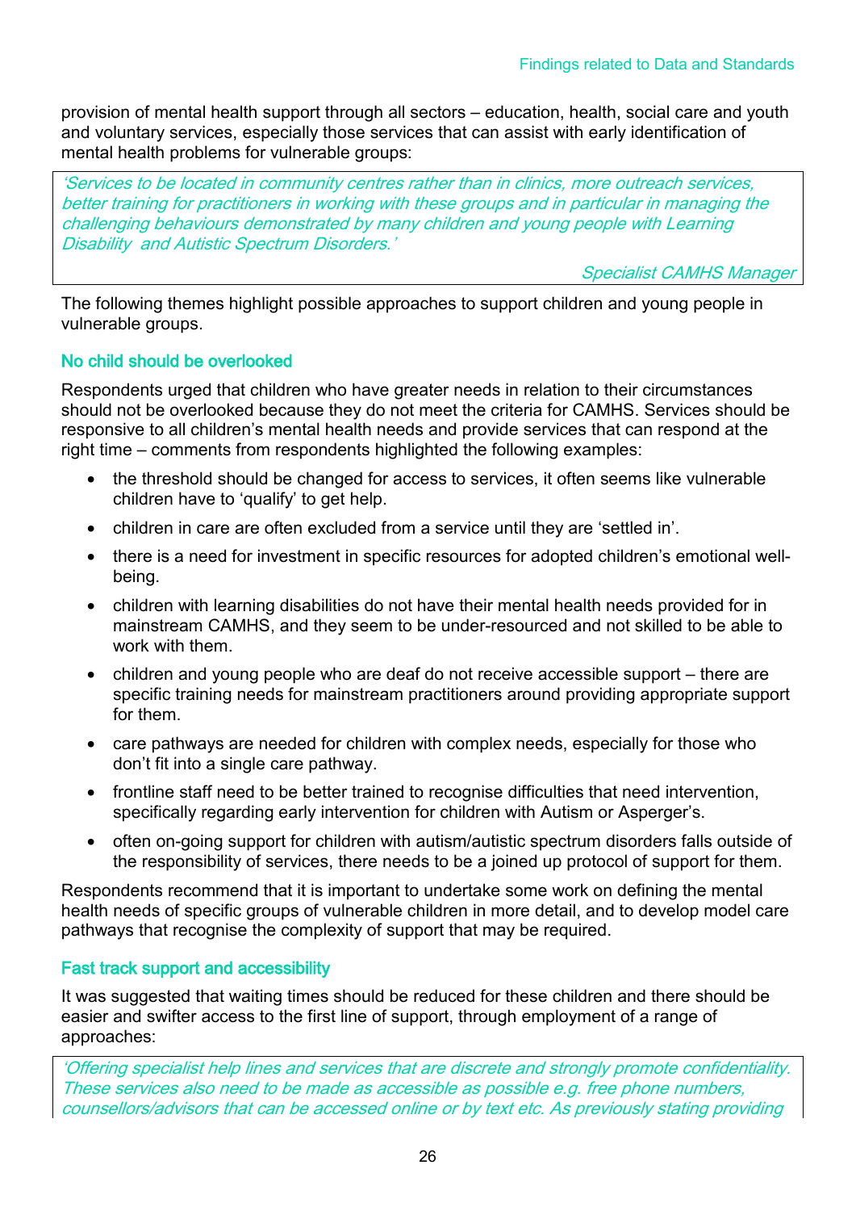provision of mental health support through all sectors – education, health, social care and youth and voluntary services, especially those services that can assist with early identification of mental health problems for vulnerable groups:

> *'Services to be located in community centres rather than in clinics, more outreach services, better training for practitioners in working with these groups and in particular in managing the challenging behaviours demonstrated by many children and young people with Learning Disability and Autistic Spectrum Disorders.'*
>
> *Specialist CAMHS Manager*

The following themes highlight possible approaches to support children and young people in vulnerable groups.

### No child should be overlooked

Respondents urged that children who have greater needs in relation to their circumstances should not be overlooked because they do not meet the criteria for CAMHS. Services should be responsive to all children's mental health needs and provide services that can respond at the right time – comments from respondents highlighted the following examples:

- the threshold should be changed for access to services, it often seems like vulnerable children have to 'qualify' to get help.
- children in care are often excluded from a service until they are 'settled in'.
- there is a need for investment in specific resources for adopted children's emotional well-being.
- children with learning disabilities do not have their mental health needs provided for in mainstream CAMHS, and they seem to be under-resourced and not skilled to be able to work with them.
- children and young people who are deaf do not receive accessible support – there are specific training needs for mainstream practitioners around providing appropriate support for them.
- care pathways are needed for children with complex needs, especially for those who don't fit into a single care pathway.
- frontline staff need to be better trained to recognise difficulties that need intervention, specifically regarding early intervention for children with Autism or Asperger's.
- often on-going support for children with autism/autistic spectrum disorders falls outside of the responsibility of services, there needs to be a joined up protocol of support for them.

Respondents recommend that it is important to undertake some work on defining the mental health needs of specific groups of vulnerable children in more detail, and to develop model care pathways that recognise the complexity of support that may be required.

### Fast track support and accessibility

It was suggested that waiting times should be reduced for these children and there should be easier and swifter access to the first line of support, through employment of a range of approaches:

> *'Offering specialist help lines and services that are discrete and strongly promote confidentiality. These services also need to be made as accessible as possible e.g. free phone numbers, counsellors/advisors that can be accessed online or by text etc. As previously stating providing*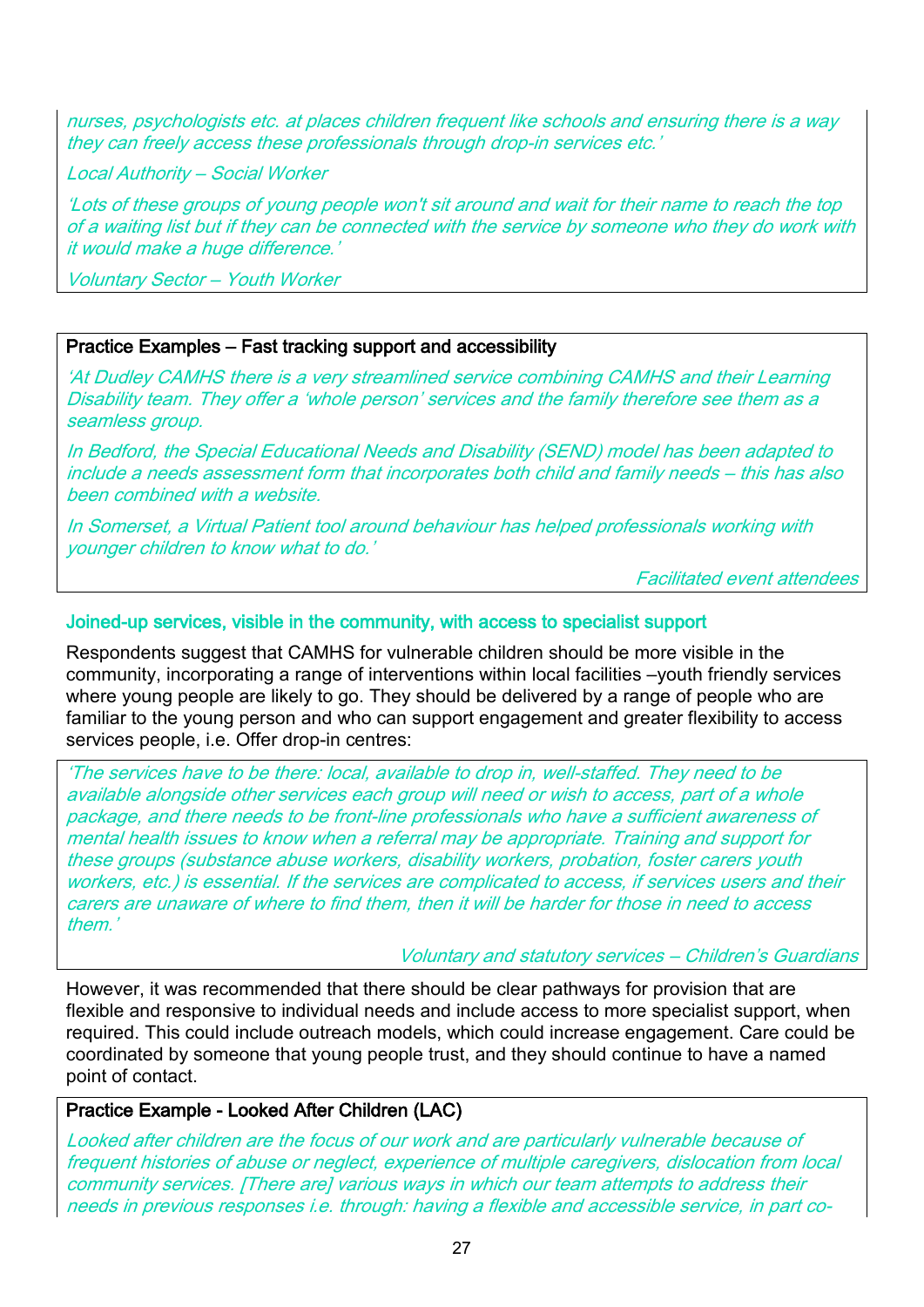*nurses, psychologists etc. at places children frequent like schools and ensuring there is a way they can freely access these professionals through drop-in services etc.'*

*Local Authority – Social Worker*

*'Lots of these groups of young people won't sit around and wait for their name to reach the top of a waiting list but if they can be connected with the service by someone who they do work with it would make a huge difference.'*

*Voluntary Sector – Youth Worker*

**Practice Examples – Fast tracking support and accessibility**

*'At Dudley CAMHS there is a very streamlined service combining CAMHS and their Learning Disability team. They offer a 'whole person' services and the family therefore see them as a seamless group.*

*In Bedford, the Special Educational Needs and Disability (SEND) model has been adapted to include a needs assessment form that incorporates both child and family needs – this has also been combined with a website.*

*In Somerset, a Virtual Patient tool around behaviour has helped professionals working with younger children to know what to do.'*

*Facilitated event attendees*

### Joined-up services, visible in the community, with access to specialist support

Respondents suggest that CAMHS for vulnerable children should be more visible in the community, incorporating a range of interventions within local facilities –youth friendly services where young people are likely to go. They should be delivered by a range of people who are familiar to the young person and who can support engagement and greater flexibility to access services people, i.e. Offer drop-in centres:

*'The services have to be there: local, available to drop in, well-staffed. They need to be available alongside other services each group will need or wish to access, part of a whole package, and there needs to be front-line professionals who have a sufficient awareness of mental health issues to know when a referral may be appropriate. Training and support for these groups (substance abuse workers, disability workers, probation, foster carers youth workers, etc.) is essential. If the services are complicated to access, if services users and their carers are unaware of where to find them, then it will be harder for those in need to access them.'*

*Voluntary and statutory services – Children's Guardians*

However, it was recommended that there should be clear pathways for provision that are flexible and responsive to individual needs and include access to more specialist support, when required. This could include outreach models, which could increase engagement. Care could be coordinated by someone that young people trust, and they should continue to have a named point of contact.

**Practice Example - Looked After Children (LAC)**

*Looked after children are the focus of our work and are particularly vulnerable because of frequent histories of abuse or neglect, experience of multiple caregivers, dislocation from local community services. [There are] various ways in which our team attempts to address their needs in previous responses i.e. through: having a flexible and accessible service, in part co-*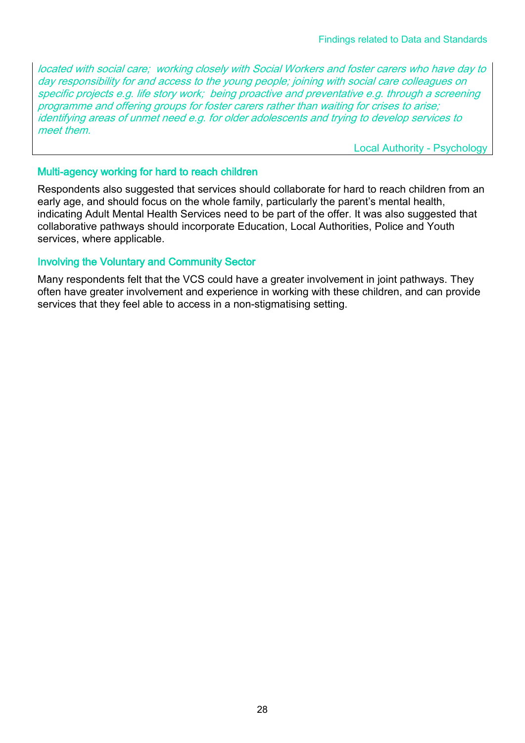*located with social care; working closely with Social Workers and foster carers who have day to day responsibility for and access to the young people; joining with social care colleagues on specific projects e.g. life story work; being proactive and preventative e.g. through a screening programme and offering groups for foster carers rather than waiting for crises to arise; identifying areas of unmet need e.g. for older adolescents and trying to develop services to meet them.*

Local Authority - Psychology

### Multi-agency working for hard to reach children

Respondents also suggested that services should collaborate for hard to reach children from an early age, and should focus on the whole family, particularly the parent's mental health, indicating Adult Mental Health Services need to be part of the offer. It was also suggested that collaborative pathways should incorporate Education, Local Authorities, Police and Youth services, where applicable.

### Involving the Voluntary and Community Sector

Many respondents felt that the VCS could have a greater involvement in joint pathways. They often have greater involvement and experience in working with these children, and can provide services that they feel able to access in a non-stigmatising setting.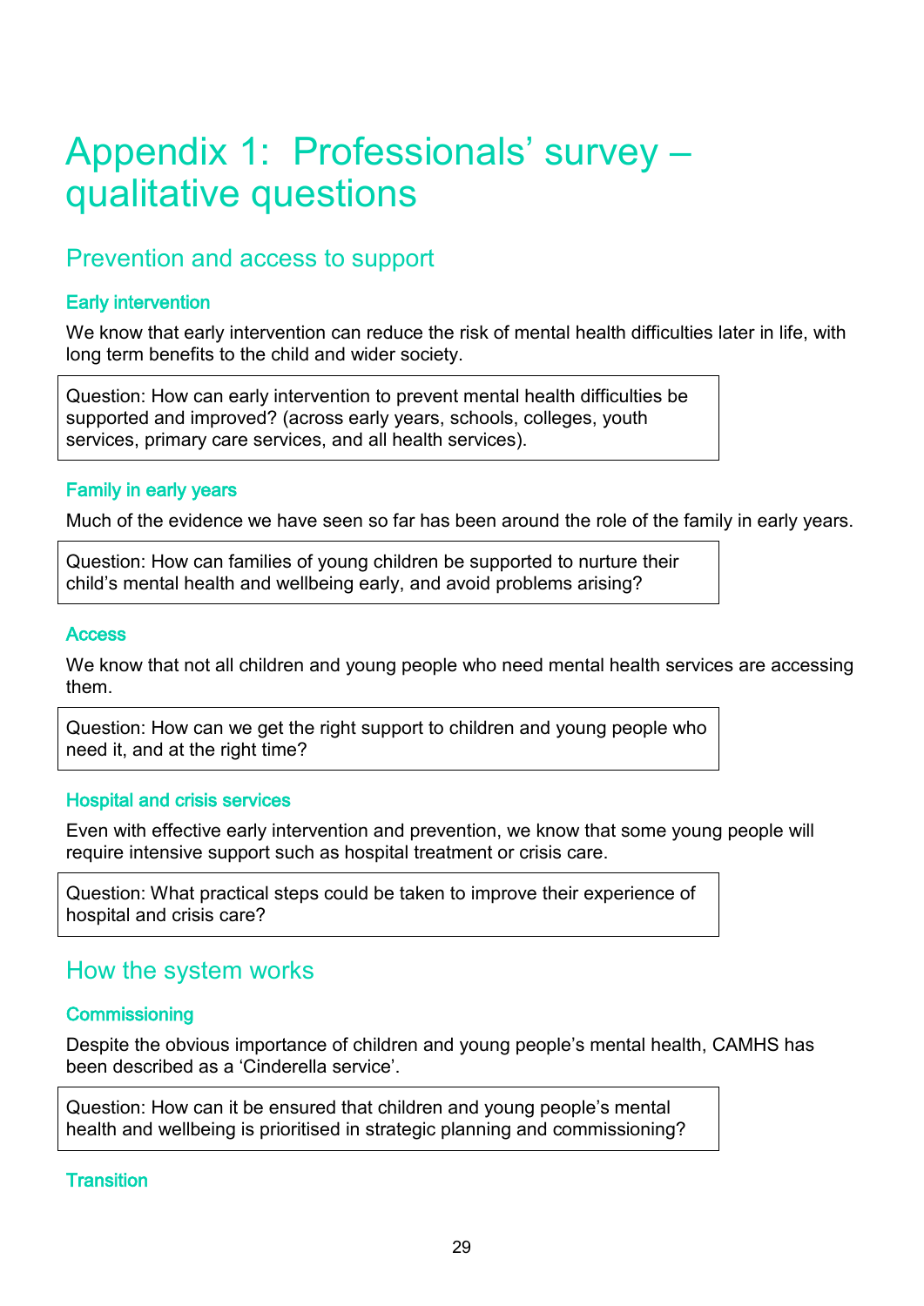# Appendix 1: Professionals' survey – qualitative questions

## Prevention and access to support

### Early intervention

We know that early intervention can reduce the risk of mental health difficulties later in life, with long term benefits to the child and wider society.

> Question: How can early intervention to prevent mental health difficulties be supported and improved? (across early years, schools, colleges, youth services, primary care services, and all health services).

### Family in early years

Much of the evidence we have seen so far has been around the role of the family in early years.

> Question: How can families of young children be supported to nurture their child's mental health and wellbeing early, and avoid problems arising?

### Access

We know that not all children and young people who need mental health services are accessing them.

> Question: How can we get the right support to children and young people who need it, and at the right time?

### Hospital and crisis services

Even with effective early intervention and prevention, we know that some young people will require intensive support such as hospital treatment or crisis care.

> Question: What practical steps could be taken to improve their experience of hospital and crisis care?

## How the system works

### Commissioning

Despite the obvious importance of children and young people's mental health, CAMHS has been described as a 'Cinderella service'.

> Question: How can it be ensured that children and young people's mental health and wellbeing is prioritised in strategic planning and commissioning?

### Transition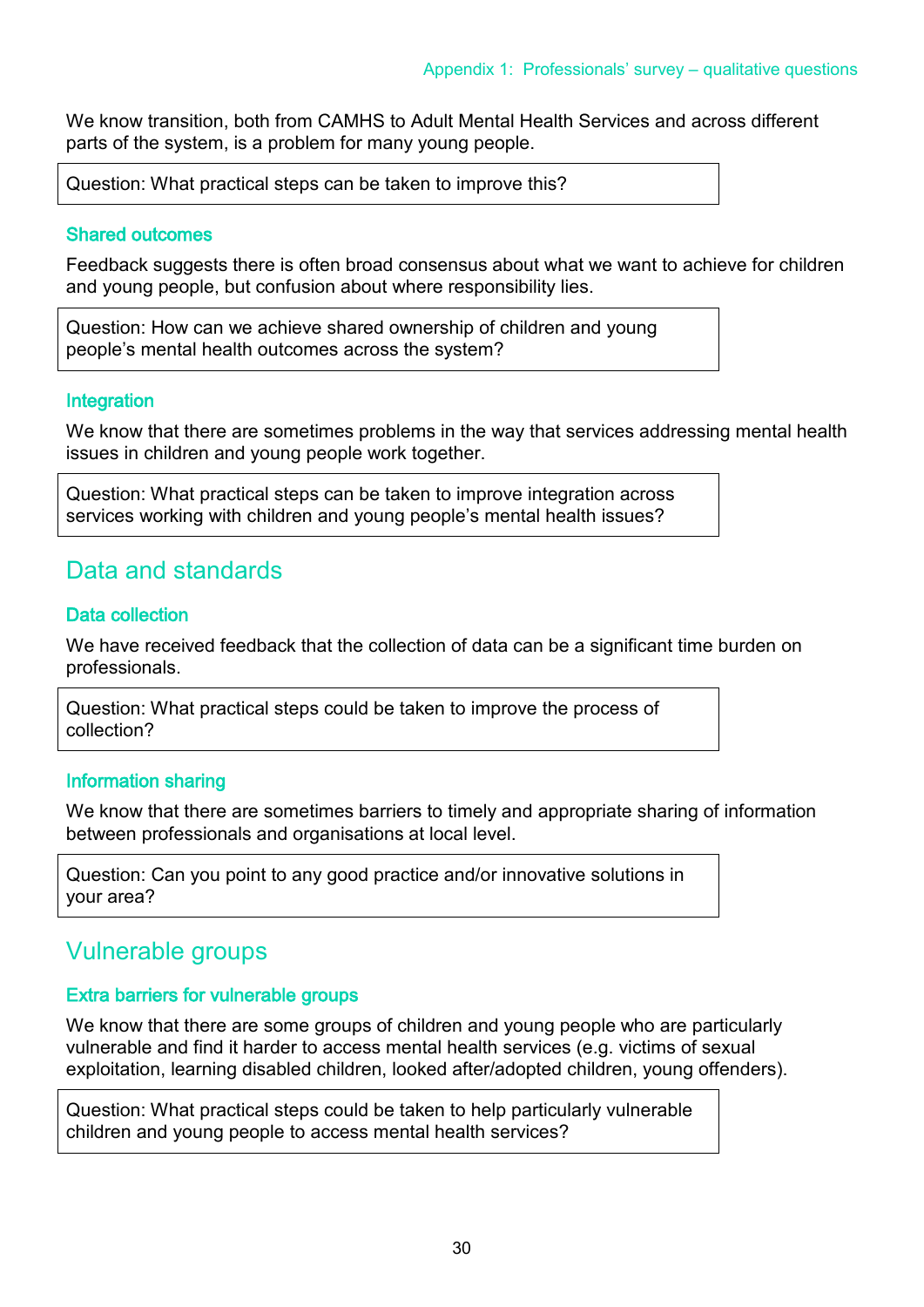We know transition, both from CAMHS to Adult Mental Health Services and across different parts of the system, is a problem for many young people.

Question: What practical steps can be taken to improve this?

### Shared outcomes

Feedback suggests there is often broad consensus about what we want to achieve for children and young people, but confusion about where responsibility lies.

Question: How can we achieve shared ownership of children and young people's mental health outcomes across the system?

### Integration

We know that there are sometimes problems in the way that services addressing mental health issues in children and young people work together.

Question: What practical steps can be taken to improve integration across services working with children and young people's mental health issues?

## Data and standards

### Data collection

We have received feedback that the collection of data can be a significant time burden on professionals.

Question: What practical steps could be taken to improve the process of collection?

### Information sharing

We know that there are sometimes barriers to timely and appropriate sharing of information between professionals and organisations at local level.

Question: Can you point to any good practice and/or innovative solutions in your area?

## Vulnerable groups

### Extra barriers for vulnerable groups

We know that there are some groups of children and young people who are particularly vulnerable and find it harder to access mental health services (e.g. victims of sexual exploitation, learning disabled children, looked after/adopted children, young offenders).

Question: What practical steps could be taken to help particularly vulnerable children and young people to access mental health services?